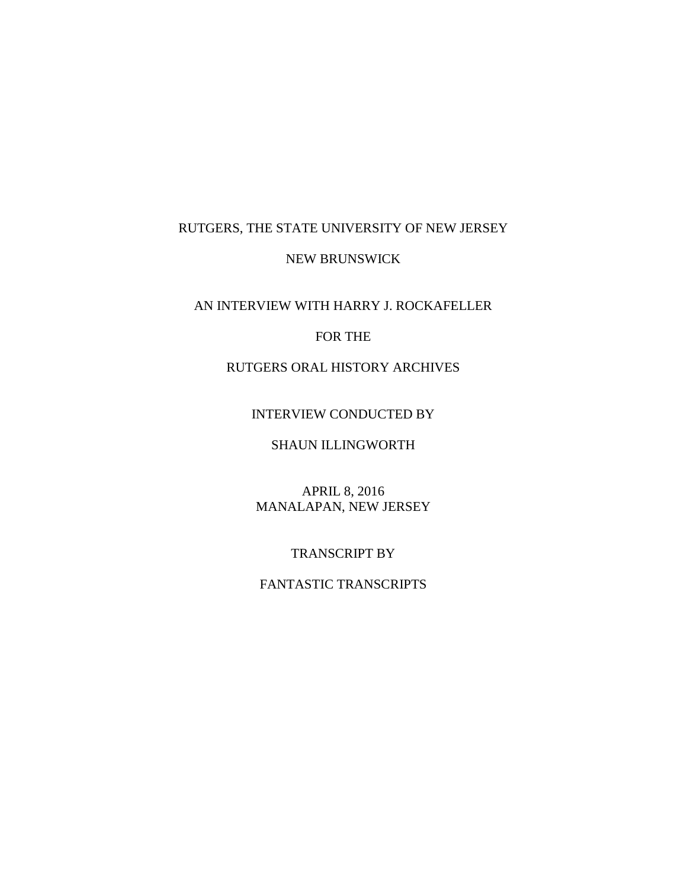RUTGERS, THE STATE UNIVERSITY OF NEW JERSEY

NEW BRUNSWICK

AN INTERVIEW WITH HARRY J. ROCKAFELLER

FOR THE

RUTGERS ORAL HISTORY ARCHIVES

INTERVIEW CONDUCTED BY

SHAUN ILLINGWORTH

APRIL 8, 2016
MANALAPAN, NEW JERSEY

TRANSCRIPT BY

FANTASTIC TRANSCRIPTS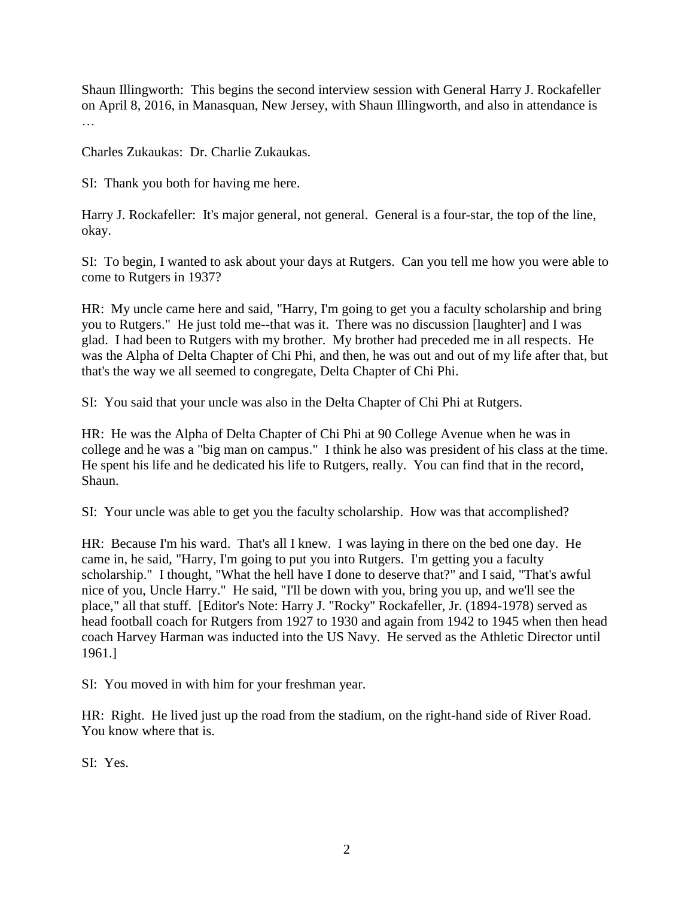Shaun Illingworth: This begins the second interview session with General Harry J. Rockafeller on April 8, 2016, in Manasquan, New Jersey, with Shaun Illingworth, and also in attendance is …

Charles Zukaukas: Dr. Charlie Zukaukas.

SI: Thank you both for having me here.

Harry J. Rockafeller: It's major general, not general. General is a four-star, the top of the line, okay.

SI: To begin, I wanted to ask about your days at Rutgers. Can you tell me how you were able to come to Rutgers in 1937?

HR: My uncle came here and said, "Harry, I'm going to get you a faculty scholarship and bring you to Rutgers." He just told me--that was it. There was no discussion [laughter] and I was glad. I had been to Rutgers with my brother. My brother had preceded me in all respects. He was the Alpha of Delta Chapter of Chi Phi, and then, he was out and out of my life after that, but that's the way we all seemed to congregate, Delta Chapter of Chi Phi.

SI: You said that your uncle was also in the Delta Chapter of Chi Phi at Rutgers.

HR: He was the Alpha of Delta Chapter of Chi Phi at 90 College Avenue when he was in college and he was a "big man on campus." I think he also was president of his class at the time. He spent his life and he dedicated his life to Rutgers, really. You can find that in the record, Shaun.

SI: Your uncle was able to get you the faculty scholarship. How was that accomplished?

HR: Because I'm his ward. That's all I knew. I was laying in there on the bed one day. He came in, he said, "Harry, I'm going to put you into Rutgers. I'm getting you a faculty scholarship." I thought, "What the hell have I done to deserve that?" and I said, "That's awful nice of you, Uncle Harry." He said, "I'll be down with you, bring you up, and we'll see the place," all that stuff. [Editor's Note: Harry J. "Rocky" Rockafeller, Jr. (1894-1978) served as head football coach for Rutgers from 1927 to 1930 and again from 1942 to 1945 when then head coach Harvey Harman was inducted into the US Navy. He served as the Athletic Director until 1961.]

SI: You moved in with him for your freshman year.

HR: Right. He lived just up the road from the stadium, on the right-hand side of River Road. You know where that is.

SI: Yes.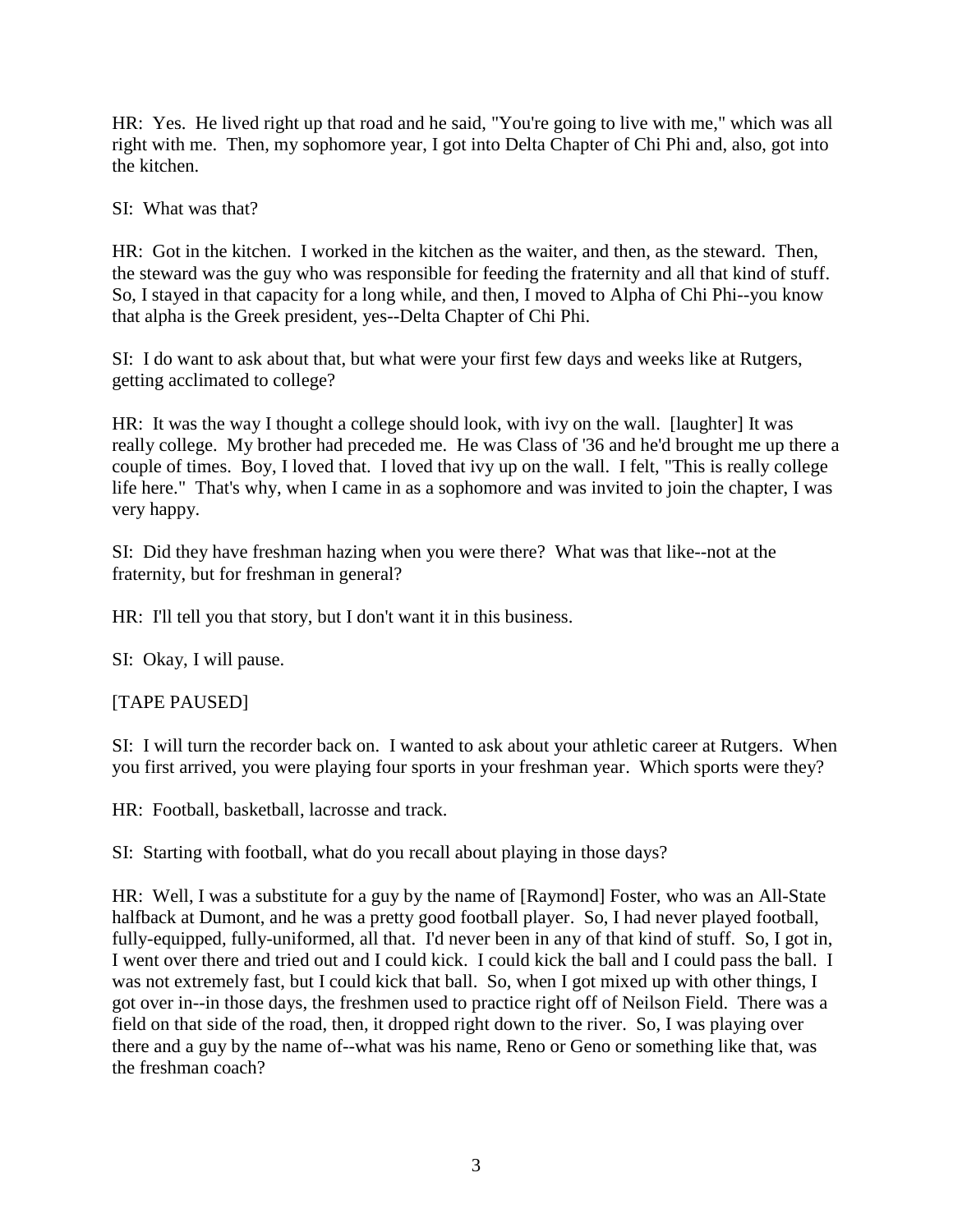HR: Yes. He lived right up that road and he said, "You're going to live with me," which was all right with me. Then, my sophomore year, I got into Delta Chapter of Chi Phi and, also, got into the kitchen.

SI: What was that?

HR: Got in the kitchen. I worked in the kitchen as the waiter, and then, as the steward. Then, the steward was the guy who was responsible for feeding the fraternity and all that kind of stuff. So, I stayed in that capacity for a long while, and then, I moved to Alpha of Chi Phi--you know that alpha is the Greek president, yes--Delta Chapter of Chi Phi.

SI: I do want to ask about that, but what were your first few days and weeks like at Rutgers, getting acclimated to college?

HR: It was the way I thought a college should look, with ivy on the wall. [laughter] It was really college. My brother had preceded me. He was Class of '36 and he'd brought me up there a couple of times. Boy, I loved that. I loved that ivy up on the wall. I felt, "This is really college life here." That's why, when I came in as a sophomore and was invited to join the chapter, I was very happy.

SI: Did they have freshman hazing when you were there? What was that like--not at the fraternity, but for freshman in general?

HR: I'll tell you that story, but I don't want it in this business.

SI: Okay, I will pause.

[TAPE PAUSED]

SI: I will turn the recorder back on. I wanted to ask about your athletic career at Rutgers. When you first arrived, you were playing four sports in your freshman year. Which sports were they?

HR: Football, basketball, lacrosse and track.

SI: Starting with football, what do you recall about playing in those days?

HR: Well, I was a substitute for a guy by the name of [Raymond] Foster, who was an All-State halfback at Dumont, and he was a pretty good football player. So, I had never played football, fully-equipped, fully-uniformed, all that. I'd never been in any of that kind of stuff. So, I got in, I went over there and tried out and I could kick. I could kick the ball and I could pass the ball. I was not extremely fast, but I could kick that ball. So, when I got mixed up with other things, I got over in--in those days, the freshmen used to practice right off of Neilson Field. There was a field on that side of the road, then, it dropped right down to the river. So, I was playing over there and a guy by the name of--what was his name, Reno or Geno or something like that, was the freshman coach?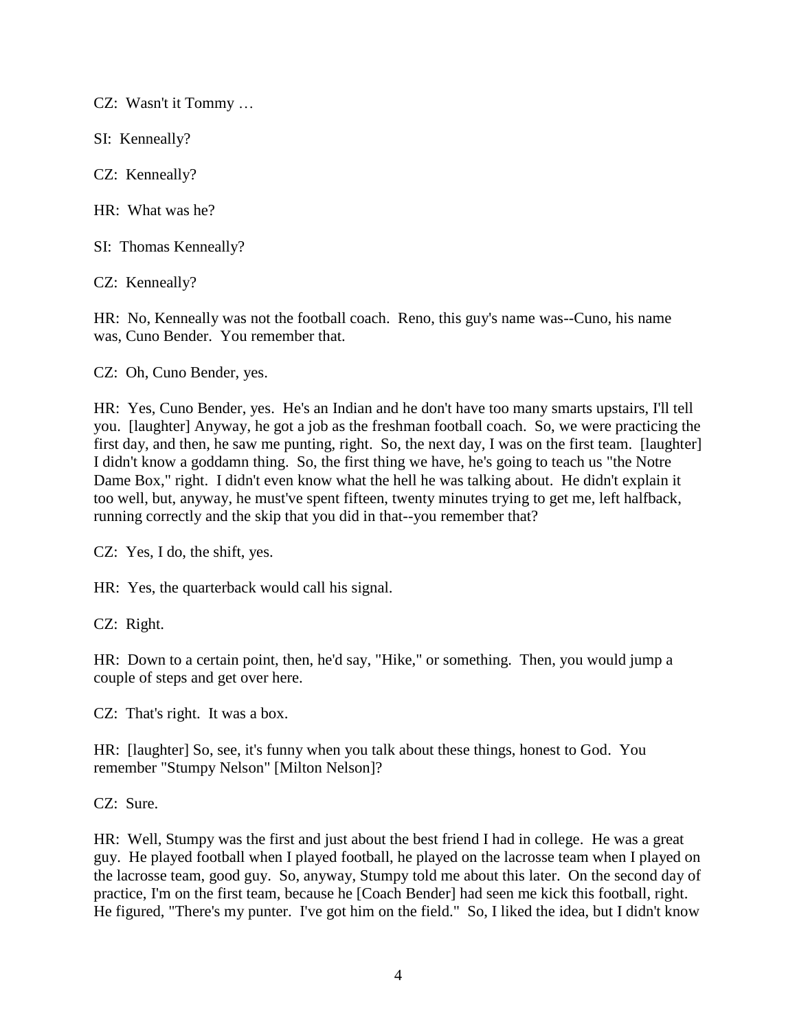CZ: Wasn't it Tommy …

SI: Kenneally?

CZ: Kenneally?

HR: What was he?

SI: Thomas Kenneally?

CZ: Kenneally?

HR: No, Kenneally was not the football coach. Reno, this guy's name was--Cuno, his name was, Cuno Bender. You remember that.

CZ: Oh, Cuno Bender, yes.

HR: Yes, Cuno Bender, yes. He's an Indian and he don't have too many smarts upstairs, I'll tell you. [laughter] Anyway, he got a job as the freshman football coach. So, we were practicing the first day, and then, he saw me punting, right. So, the next day, I was on the first team. [laughter] I didn't know a goddamn thing. So, the first thing we have, he's going to teach us "the Notre Dame Box," right. I didn't even know what the hell he was talking about. He didn't explain it too well, but, anyway, he must've spent fifteen, twenty minutes trying to get me, left halfback, running correctly and the skip that you did in that--you remember that?

CZ: Yes, I do, the shift, yes.

HR: Yes, the quarterback would call his signal.

CZ: Right.

HR: Down to a certain point, then, he'd say, "Hike," or something. Then, you would jump a couple of steps and get over here.

CZ: That's right. It was a box.

HR: [laughter] So, see, it's funny when you talk about these things, honest to God. You remember "Stumpy Nelson" [Milton Nelson]?

CZ: Sure.

HR: Well, Stumpy was the first and just about the best friend I had in college. He was a great guy. He played football when I played football, he played on the lacrosse team when I played on the lacrosse team, good guy. So, anyway, Stumpy told me about this later. On the second day of practice, I'm on the first team, because he [Coach Bender] had seen me kick this football, right. He figured, "There's my punter. I've got him on the field." So, I liked the idea, but I didn't know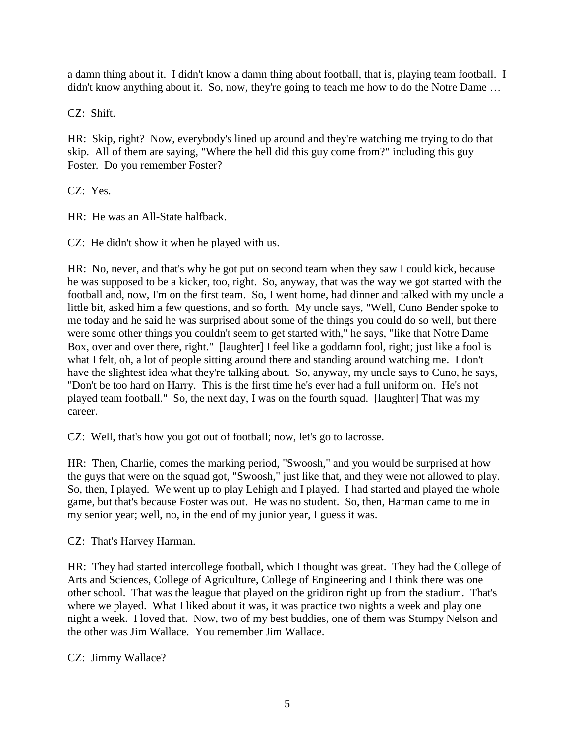a damn thing about it. I didn't know a damn thing about football, that is, playing team football. I didn't know anything about it. So, now, they're going to teach me how to do the Notre Dame …

CZ: Shift.

HR: Skip, right? Now, everybody's lined up around and they're watching me trying to do that skip. All of them are saying, "Where the hell did this guy come from?" including this guy Foster. Do you remember Foster?

CZ: Yes.

HR: He was an All-State halfback.

CZ: He didn't show it when he played with us.

HR: No, never, and that's why he got put on second team when they saw I could kick, because he was supposed to be a kicker, too, right. So, anyway, that was the way we got started with the football and, now, I'm on the first team. So, I went home, had dinner and talked with my uncle a little bit, asked him a few questions, and so forth. My uncle says, "Well, Cuno Bender spoke to me today and he said he was surprised about some of the things you could do so well, but there were some other things you couldn't seem to get started with," he says, "like that Notre Dame Box, over and over there, right." [laughter] I feel like a goddamn fool, right; just like a fool is what I felt, oh, a lot of people sitting around there and standing around watching me. I don't have the slightest idea what they're talking about. So, anyway, my uncle says to Cuno, he says, "Don't be too hard on Harry. This is the first time he's ever had a full uniform on. He's not played team football." So, the next day, I was on the fourth squad. [laughter] That was my career.

CZ: Well, that's how you got out of football; now, let's go to lacrosse.

HR: Then, Charlie, comes the marking period, "Swoosh," and you would be surprised at how the guys that were on the squad got, "Swoosh," just like that, and they were not allowed to play. So, then, I played. We went up to play Lehigh and I played. I had started and played the whole game, but that's because Foster was out. He was no student. So, then, Harman came to me in my senior year; well, no, in the end of my junior year, I guess it was.

CZ: That's Harvey Harman.

HR: They had started intercollege football, which I thought was great. They had the College of Arts and Sciences, College of Agriculture, College of Engineering and I think there was one other school. That was the league that played on the gridiron right up from the stadium. That's where we played. What I liked about it was, it was practice two nights a week and play one night a week. I loved that. Now, two of my best buddies, one of them was Stumpy Nelson and the other was Jim Wallace. You remember Jim Wallace.

CZ: Jimmy Wallace?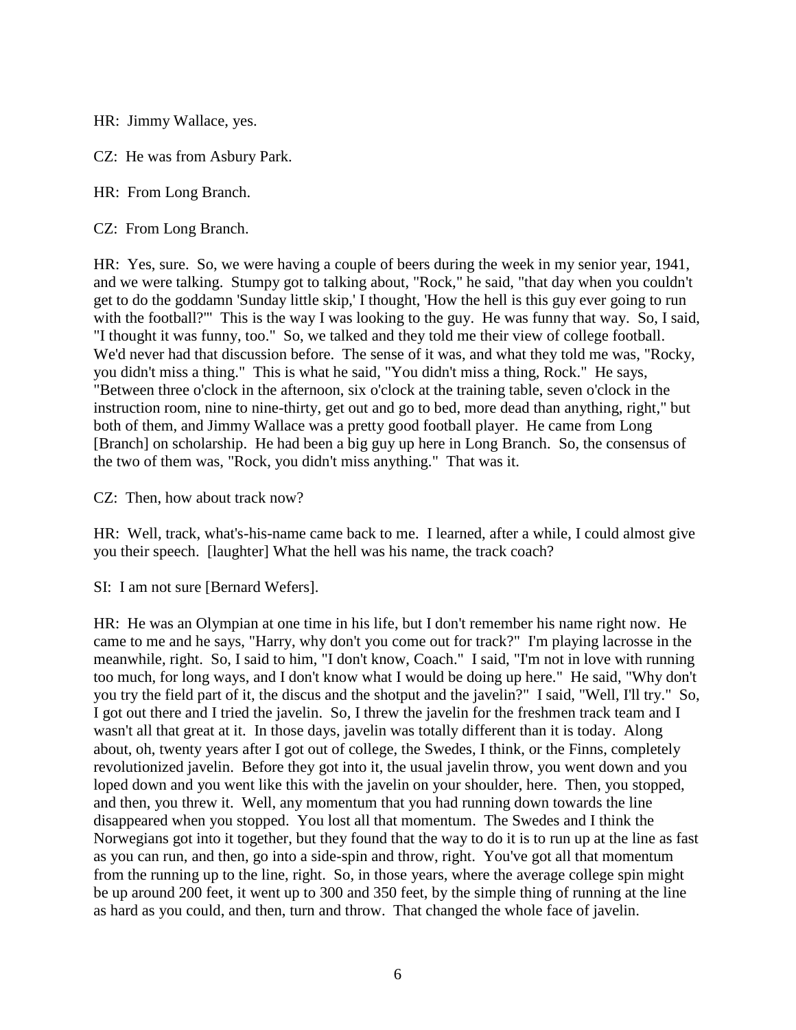HR: Jimmy Wallace, yes.

CZ: He was from Asbury Park.

HR: From Long Branch.

CZ: From Long Branch.

HR: Yes, sure. So, we were having a couple of beers during the week in my senior year, 1941, and we were talking. Stumpy got to talking about, "Rock," he said, "that day when you couldn't get to do the goddamn 'Sunday little skip,' I thought, 'How the hell is this guy ever going to run with the football?'" This is the way I was looking to the guy. He was funny that way. So, I said, "I thought it was funny, too." So, we talked and they told me their view of college football. We'd never had that discussion before. The sense of it was, and what they told me was, "Rocky, you didn't miss a thing." This is what he said, "You didn't miss a thing, Rock." He says, "Between three o'clock in the afternoon, six o'clock at the training table, seven o'clock in the instruction room, nine to nine-thirty, get out and go to bed, more dead than anything, right," but both of them, and Jimmy Wallace was a pretty good football player. He came from Long [Branch] on scholarship. He had been a big guy up here in Long Branch. So, the consensus of the two of them was, "Rock, you didn't miss anything." That was it.

CZ: Then, how about track now?

HR: Well, track, what's-his-name came back to me. I learned, after a while, I could almost give you their speech. [laughter] What the hell was his name, the track coach?

SI: I am not sure [Bernard Wefers].

HR: He was an Olympian at one time in his life, but I don't remember his name right now. He came to me and he says, "Harry, why don't you come out for track?" I'm playing lacrosse in the meanwhile, right. So, I said to him, "I don't know, Coach." I said, "I'm not in love with running too much, for long ways, and I don't know what I would be doing up here." He said, "Why don't you try the field part of it, the discus and the shotput and the javelin?" I said, "Well, I'll try." So, I got out there and I tried the javelin. So, I threw the javelin for the freshmen track team and I wasn't all that great at it. In those days, javelin was totally different than it is today. Along about, oh, twenty years after I got out of college, the Swedes, I think, or the Finns, completely revolutionized javelin. Before they got into it, the usual javelin throw, you went down and you loped down and you went like this with the javelin on your shoulder, here. Then, you stopped, and then, you threw it. Well, any momentum that you had running down towards the line disappeared when you stopped. You lost all that momentum. The Swedes and I think the Norwegians got into it together, but they found that the way to do it is to run up at the line as fast as you can run, and then, go into a side-spin and throw, right. You've got all that momentum from the running up to the line, right. So, in those years, where the average college spin might be up around 200 feet, it went up to 300 and 350 feet, by the simple thing of running at the line as hard as you could, and then, turn and throw. That changed the whole face of javelin.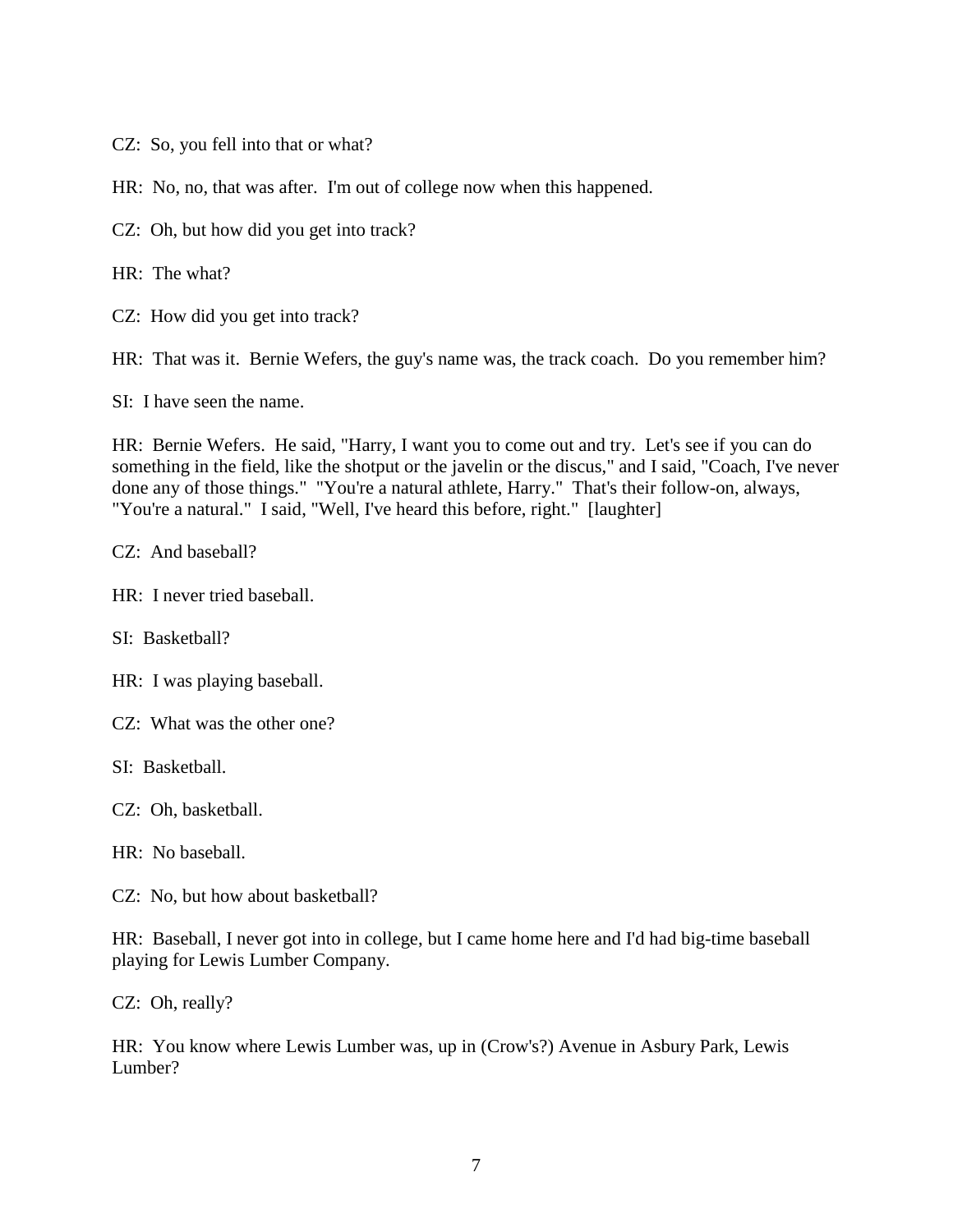CZ: So, you fell into that or what?

HR: No, no, that was after. I'm out of college now when this happened.

CZ: Oh, but how did you get into track?

HR: The what?

CZ: How did you get into track?

HR: That was it. Bernie Wefers, the guy's name was, the track coach. Do you remember him?

SI: I have seen the name.

HR: Bernie Wefers. He said, "Harry, I want you to come out and try. Let's see if you can do something in the field, like the shotput or the javelin or the discus," and I said, "Coach, I've never done any of those things." "You're a natural athlete, Harry." That's their follow-on, always, "You're a natural." I said, "Well, I've heard this before, right." [laughter]

CZ: And baseball?

HR: I never tried baseball.

SI: Basketball?

HR: I was playing baseball.

CZ: What was the other one?

SI: Basketball.

CZ: Oh, basketball.

HR: No baseball.

CZ: No, but how about basketball?

HR: Baseball, I never got into in college, but I came home here and I'd had big-time baseball playing for Lewis Lumber Company.

CZ: Oh, really?

HR: You know where Lewis Lumber was, up in (Crow's?) Avenue in Asbury Park, Lewis Lumber?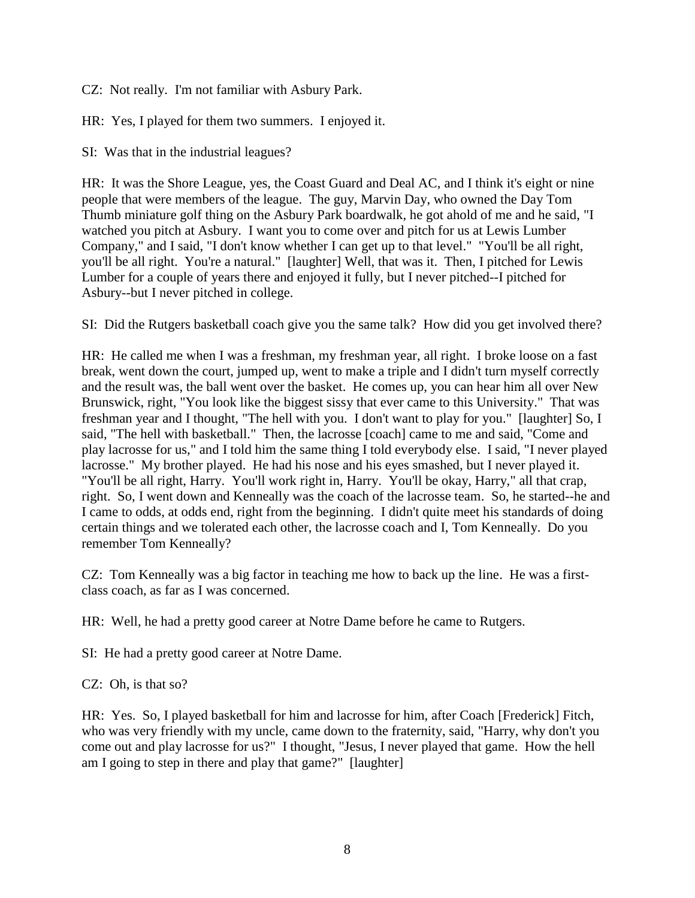CZ: Not really. I'm not familiar with Asbury Park.

HR: Yes, I played for them two summers. I enjoyed it.

SI: Was that in the industrial leagues?

HR: It was the Shore League, yes, the Coast Guard and Deal AC, and I think it's eight or nine people that were members of the league. The guy, Marvin Day, who owned the Day Tom Thumb miniature golf thing on the Asbury Park boardwalk, he got ahold of me and he said, "I watched you pitch at Asbury. I want you to come over and pitch for us at Lewis Lumber Company," and I said, "I don't know whether I can get up to that level." "You'll be all right, you'll be all right. You're a natural." [laughter] Well, that was it. Then, I pitched for Lewis Lumber for a couple of years there and enjoyed it fully, but I never pitched--I pitched for Asbury--but I never pitched in college.

SI: Did the Rutgers basketball coach give you the same talk? How did you get involved there?

HR: He called me when I was a freshman, my freshman year, all right. I broke loose on a fast break, went down the court, jumped up, went to make a triple and I didn't turn myself correctly and the result was, the ball went over the basket. He comes up, you can hear him all over New Brunswick, right, "You look like the biggest sissy that ever came to this University." That was freshman year and I thought, "The hell with you. I don't want to play for you." [laughter] So, I said, "The hell with basketball." Then, the lacrosse [coach] came to me and said, "Come and play lacrosse for us," and I told him the same thing I told everybody else. I said, "I never played lacrosse." My brother played. He had his nose and his eyes smashed, but I never played it. "You'll be all right, Harry. You'll work right in, Harry. You'll be okay, Harry," all that crap, right. So, I went down and Kenneally was the coach of the lacrosse team. So, he started--he and I came to odds, at odds end, right from the beginning. I didn't quite meet his standards of doing certain things and we tolerated each other, the lacrosse coach and I, Tom Kenneally. Do you remember Tom Kenneally?

CZ: Tom Kenneally was a big factor in teaching me how to back up the line. He was a first-class coach, as far as I was concerned.

HR: Well, he had a pretty good career at Notre Dame before he came to Rutgers.

SI: He had a pretty good career at Notre Dame.

CZ: Oh, is that so?

HR: Yes. So, I played basketball for him and lacrosse for him, after Coach [Frederick] Fitch, who was very friendly with my uncle, came down to the fraternity, said, "Harry, why don't you come out and play lacrosse for us?" I thought, "Jesus, I never played that game. How the hell am I going to step in there and play that game?" [laughter]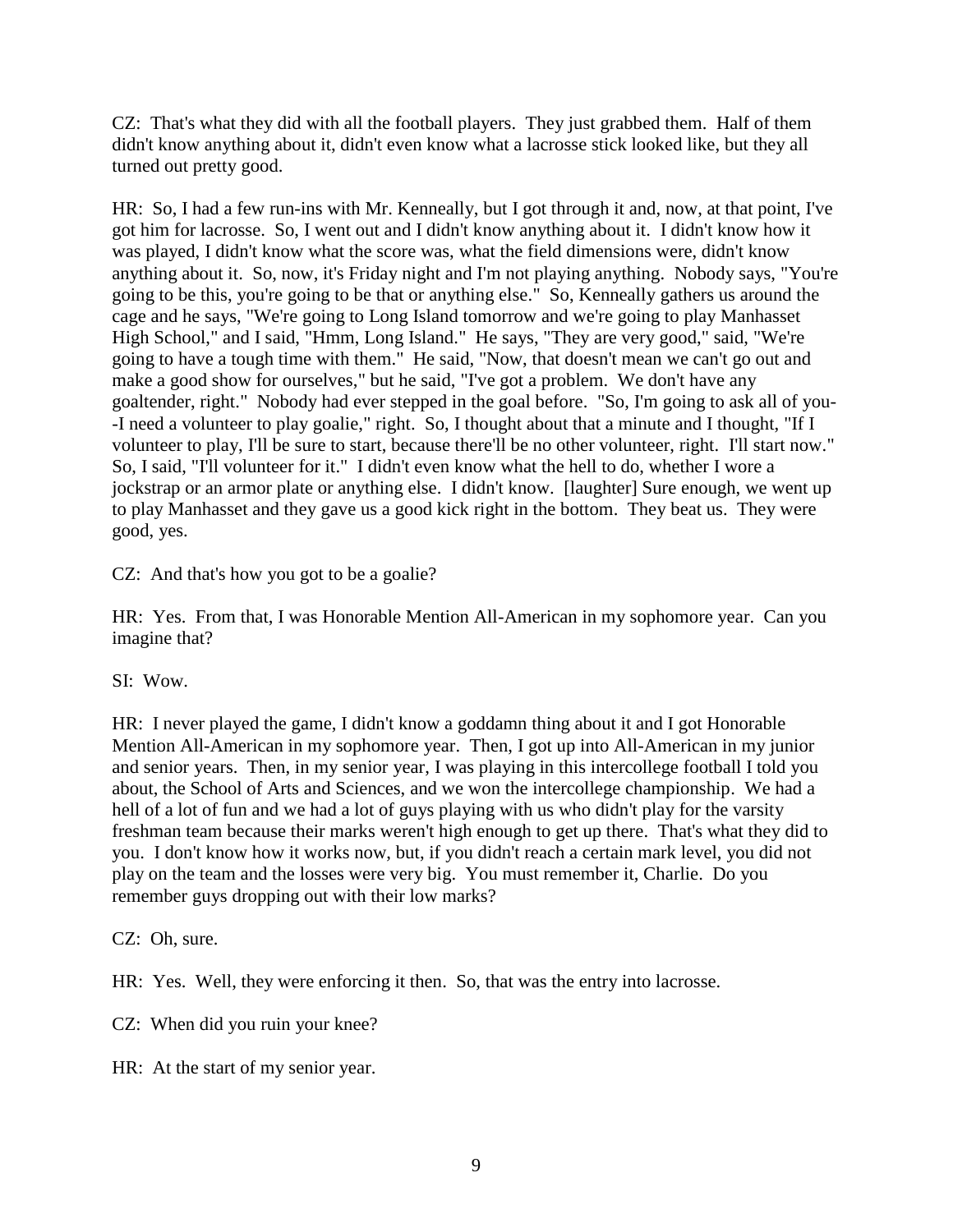CZ: That's what they did with all the football players. They just grabbed them. Half of them didn't know anything about it, didn't even know what a lacrosse stick looked like, but they all turned out pretty good.

HR: So, I had a few run-ins with Mr. Kenneally, but I got through it and, now, at that point, I've got him for lacrosse. So, I went out and I didn't know anything about it. I didn't know how it was played, I didn't know what the score was, what the field dimensions were, didn't know anything about it. So, now, it's Friday night and I'm not playing anything. Nobody says, "You're going to be this, you're going to be that or anything else." So, Kenneally gathers us around the cage and he says, "We're going to Long Island tomorrow and we're going to play Manhasset High School," and I said, "Hmm, Long Island." He says, "They are very good," said, "We're going to have a tough time with them." He said, "Now, that doesn't mean we can't go out and make a good show for ourselves," but he said, "I've got a problem. We don't have any goaltender, right." Nobody had ever stepped in the goal before. "So, I'm going to ask all of you--I need a volunteer to play goalie," right. So, I thought about that a minute and I thought, "If I volunteer to play, I'll be sure to start, because there'll be no other volunteer, right. I'll start now." So, I said, "I'll volunteer for it." I didn't even know what the hell to do, whether I wore a jockstrap or an armor plate or anything else. I didn't know. [laughter] Sure enough, we went up to play Manhasset and they gave us a good kick right in the bottom. They beat us. They were good, yes.

CZ: And that's how you got to be a goalie?

HR: Yes. From that, I was Honorable Mention All-American in my sophomore year. Can you imagine that?

SI: Wow.

HR: I never played the game, I didn't know a goddamn thing about it and I got Honorable Mention All-American in my sophomore year. Then, I got up into All-American in my junior and senior years. Then, in my senior year, I was playing in this intercollege football I told you about, the School of Arts and Sciences, and we won the intercollege championship. We had a hell of a lot of fun and we had a lot of guys playing with us who didn't play for the varsity freshman team because their marks weren't high enough to get up there. That's what they did to you. I don't know how it works now, but, if you didn't reach a certain mark level, you did not play on the team and the losses were very big. You must remember it, Charlie. Do you remember guys dropping out with their low marks?

CZ: Oh, sure.

HR: Yes. Well, they were enforcing it then. So, that was the entry into lacrosse.

CZ: When did you ruin your knee?

HR: At the start of my senior year.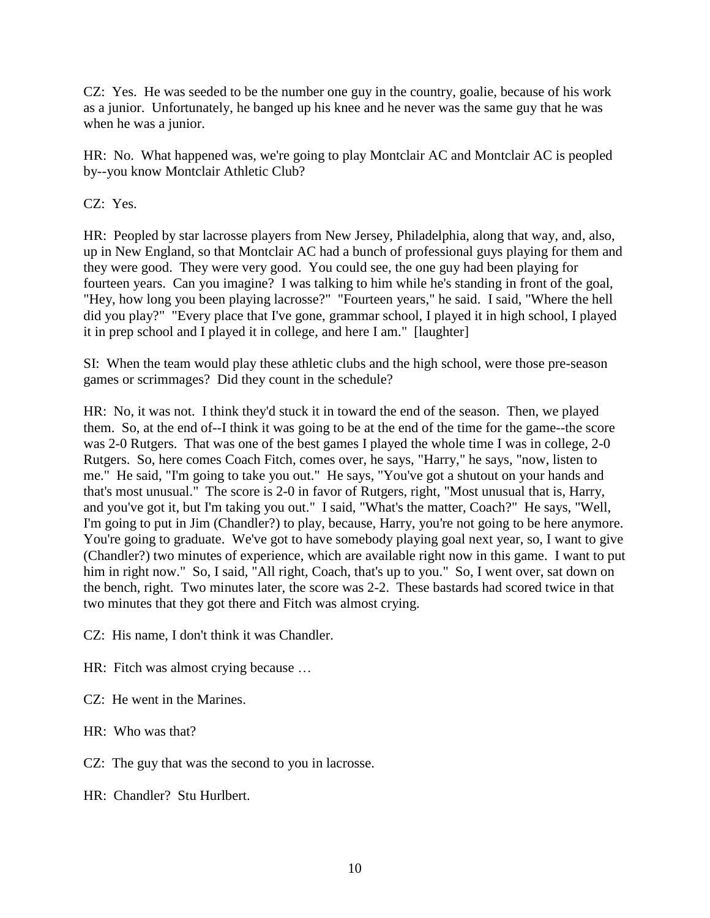CZ: Yes. He was seeded to be the number one guy in the country, goalie, because of his work as a junior. Unfortunately, he banged up his knee and he never was the same guy that he was when he was a junior.

HR: No. What happened was, we're going to play Montclair AC and Montclair AC is peopled by--you know Montclair Athletic Club?

CZ: Yes.

HR: Peopled by star lacrosse players from New Jersey, Philadelphia, along that way, and, also, up in New England, so that Montclair AC had a bunch of professional guys playing for them and they were good. They were very good. You could see, the one guy had been playing for fourteen years. Can you imagine? I was talking to him while he's standing in front of the goal, "Hey, how long you been playing lacrosse?" "Fourteen years," he said. I said, "Where the hell did you play?" "Every place that I've gone, grammar school, I played it in high school, I played it in prep school and I played it in college, and here I am." [laughter]

SI: When the team would play these athletic clubs and the high school, were those pre-season games or scrimmages? Did they count in the schedule?

HR: No, it was not. I think they'd stuck it in toward the end of the season. Then, we played them. So, at the end of--I think it was going to be at the end of the time for the game--the score was 2-0 Rutgers. That was one of the best games I played the whole time I was in college, 2-0 Rutgers. So, here comes Coach Fitch, comes over, he says, "Harry," he says, "now, listen to me." He said, "I'm going to take you out." He says, "You've got a shutout on your hands and that's most unusual." The score is 2-0 in favor of Rutgers, right, "Most unusual that is, Harry, and you've got it, but I'm taking you out." I said, "What's the matter, Coach?" He says, "Well, I'm going to put in Jim (Chandler?) to play, because, Harry, you're not going to be here anymore. You're going to graduate. We've got to have somebody playing goal next year, so, I want to give (Chandler?) two minutes of experience, which are available right now in this game. I want to put him in right now." So, I said, "All right, Coach, that's up to you." So, I went over, sat down on the bench, right. Two minutes later, the score was 2-2. These bastards had scored twice in that two minutes that they got there and Fitch was almost crying.

CZ: His name, I don't think it was Chandler.

HR: Fitch was almost crying because …

CZ: He went in the Marines.

HR: Who was that?

CZ: The guy that was the second to you in lacrosse.

HR: Chandler? Stu Hurlbert.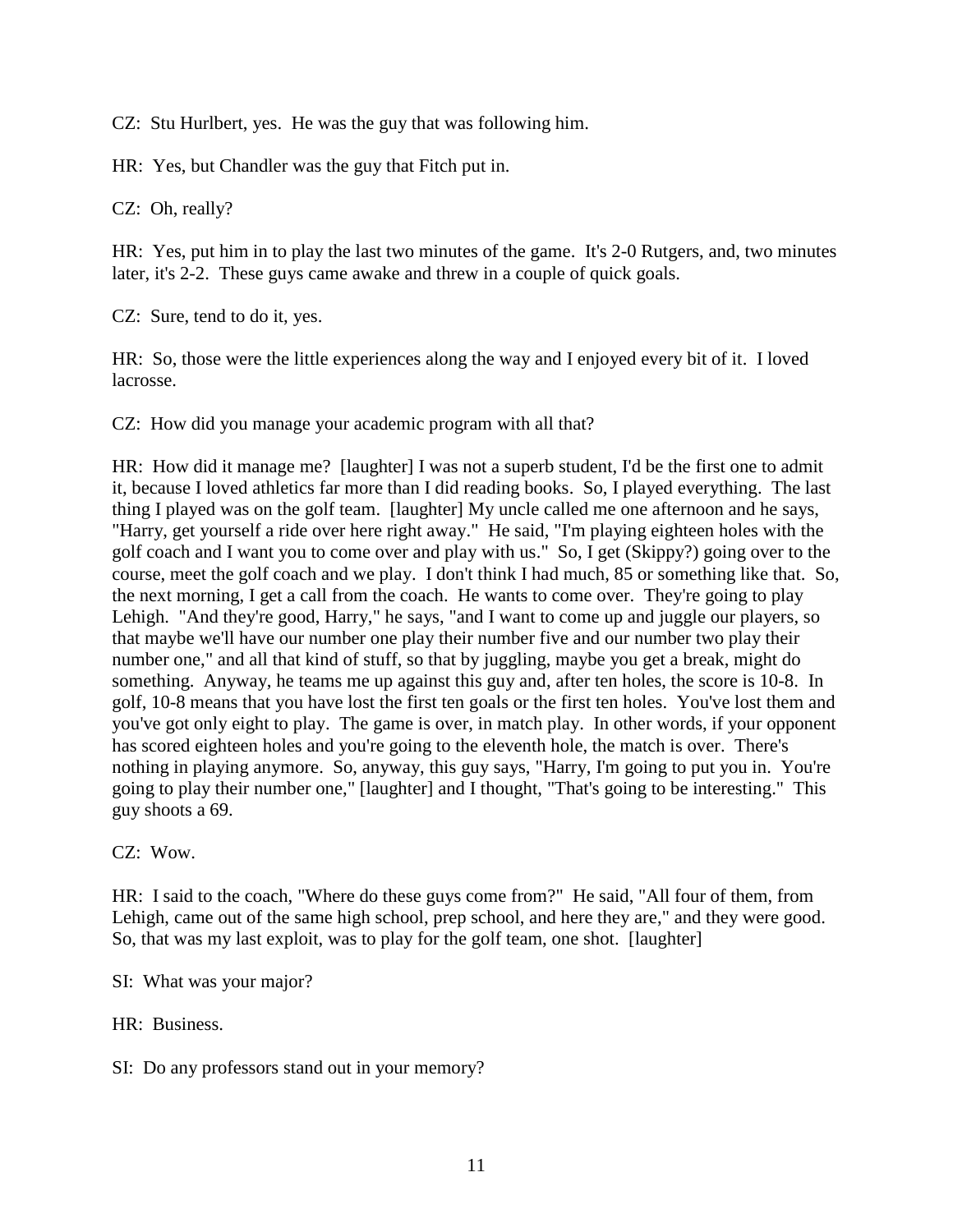CZ: Stu Hurlbert, yes. He was the guy that was following him.

HR: Yes, but Chandler was the guy that Fitch put in.

CZ: Oh, really?

HR: Yes, put him in to play the last two minutes of the game. It's 2-0 Rutgers, and, two minutes later, it's 2-2. These guys came awake and threw in a couple of quick goals.

CZ: Sure, tend to do it, yes.

HR: So, those were the little experiences along the way and I enjoyed every bit of it. I loved lacrosse.

CZ: How did you manage your academic program with all that?

HR: How did it manage me? [laughter] I was not a superb student, I'd be the first one to admit it, because I loved athletics far more than I did reading books. So, I played everything. The last thing I played was on the golf team. [laughter] My uncle called me one afternoon and he says, "Harry, get yourself a ride over here right away." He said, "I'm playing eighteen holes with the golf coach and I want you to come over and play with us." So, I get (Skippy?) going over to the course, meet the golf coach and we play. I don't think I had much, 85 or something like that. So, the next morning, I get a call from the coach. He wants to come over. They're going to play Lehigh. "And they're good, Harry," he says, "and I want to come up and juggle our players, so that maybe we'll have our number one play their number five and our number two play their number one," and all that kind of stuff, so that by juggling, maybe you get a break, might do something. Anyway, he teams me up against this guy and, after ten holes, the score is 10-8. In golf, 10-8 means that you have lost the first ten goals or the first ten holes. You've lost them and you've got only eight to play. The game is over, in match play. In other words, if your opponent has scored eighteen holes and you're going to the eleventh hole, the match is over. There's nothing in playing anymore. So, anyway, this guy says, "Harry, I'm going to put you in. You're going to play their number one," [laughter] and I thought, "That's going to be interesting." This guy shoots a 69.

CZ: Wow.

HR: I said to the coach, "Where do these guys come from?" He said, "All four of them, from Lehigh, came out of the same high school, prep school, and here they are," and they were good. So, that was my last exploit, was to play for the golf team, one shot. [laughter]

SI: What was your major?

HR: Business.

SI: Do any professors stand out in your memory?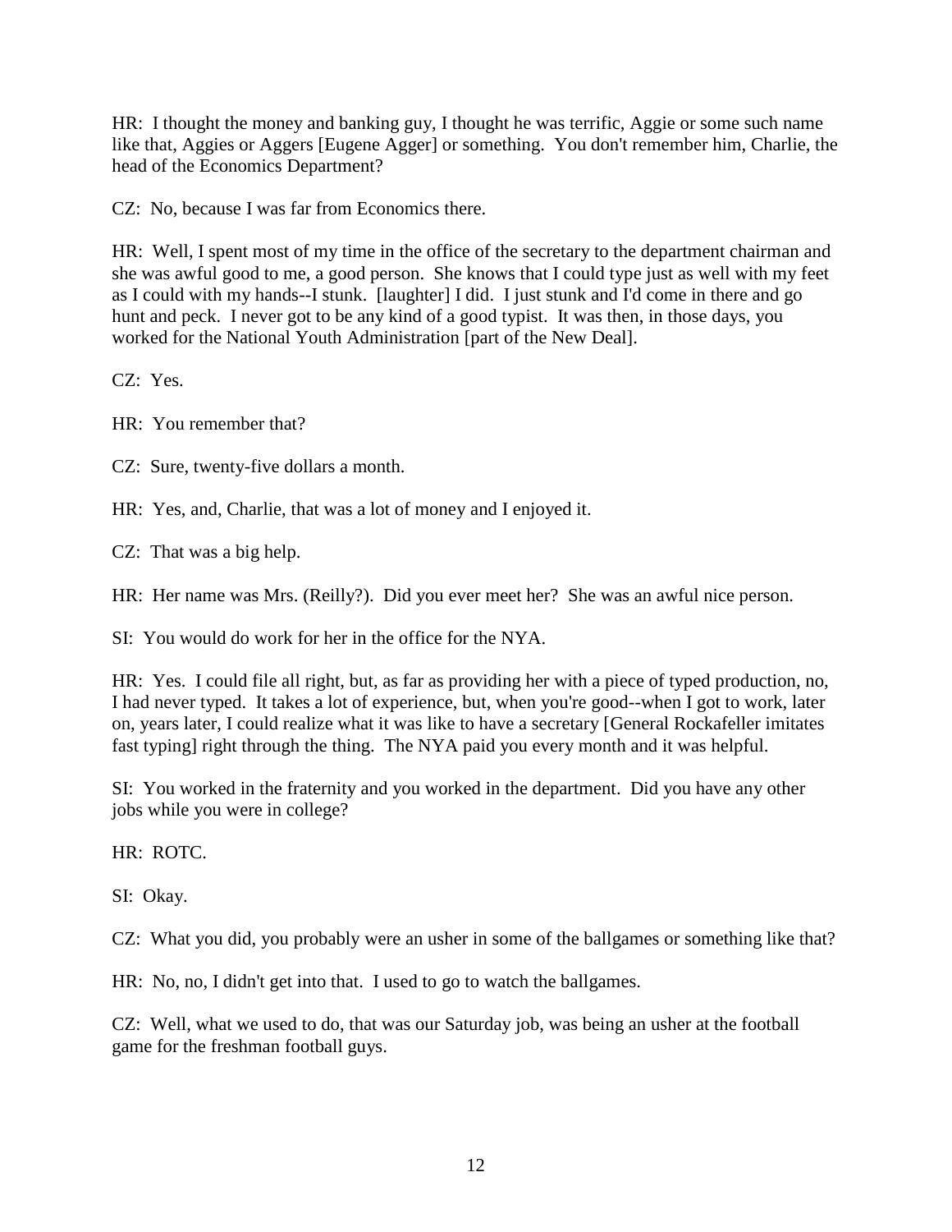HR: I thought the money and banking guy, I thought he was terrific, Aggie or some such name like that, Aggies or Aggers [Eugene Agger] or something. You don't remember him, Charlie, the head of the Economics Department?

CZ: No, because I was far from Economics there.

HR: Well, I spent most of my time in the office of the secretary to the department chairman and she was awful good to me, a good person. She knows that I could type just as well with my feet as I could with my hands--I stunk. [laughter] I did. I just stunk and I'd come in there and go hunt and peck. I never got to be any kind of a good typist. It was then, in those days, you worked for the National Youth Administration [part of the New Deal].

CZ: Yes.

HR: You remember that?

CZ: Sure, twenty-five dollars a month.

HR: Yes, and, Charlie, that was a lot of money and I enjoyed it.

CZ: That was a big help.

HR: Her name was Mrs. (Reilly?). Did you ever meet her? She was an awful nice person.

SI: You would do work for her in the office for the NYA.

HR: Yes. I could file all right, but, as far as providing her with a piece of typed production, no, I had never typed. It takes a lot of experience, but, when you're good--when I got to work, later on, years later, I could realize what it was like to have a secretary [General Rockafeller imitates fast typing] right through the thing. The NYA paid you every month and it was helpful.

SI: You worked in the fraternity and you worked in the department. Did you have any other jobs while you were in college?

HR: ROTC.

SI: Okay.

CZ: What you did, you probably were an usher in some of the ballgames or something like that?

HR: No, no, I didn't get into that. I used to go to watch the ballgames.

CZ: Well, what we used to do, that was our Saturday job, was being an usher at the football game for the freshman football guys.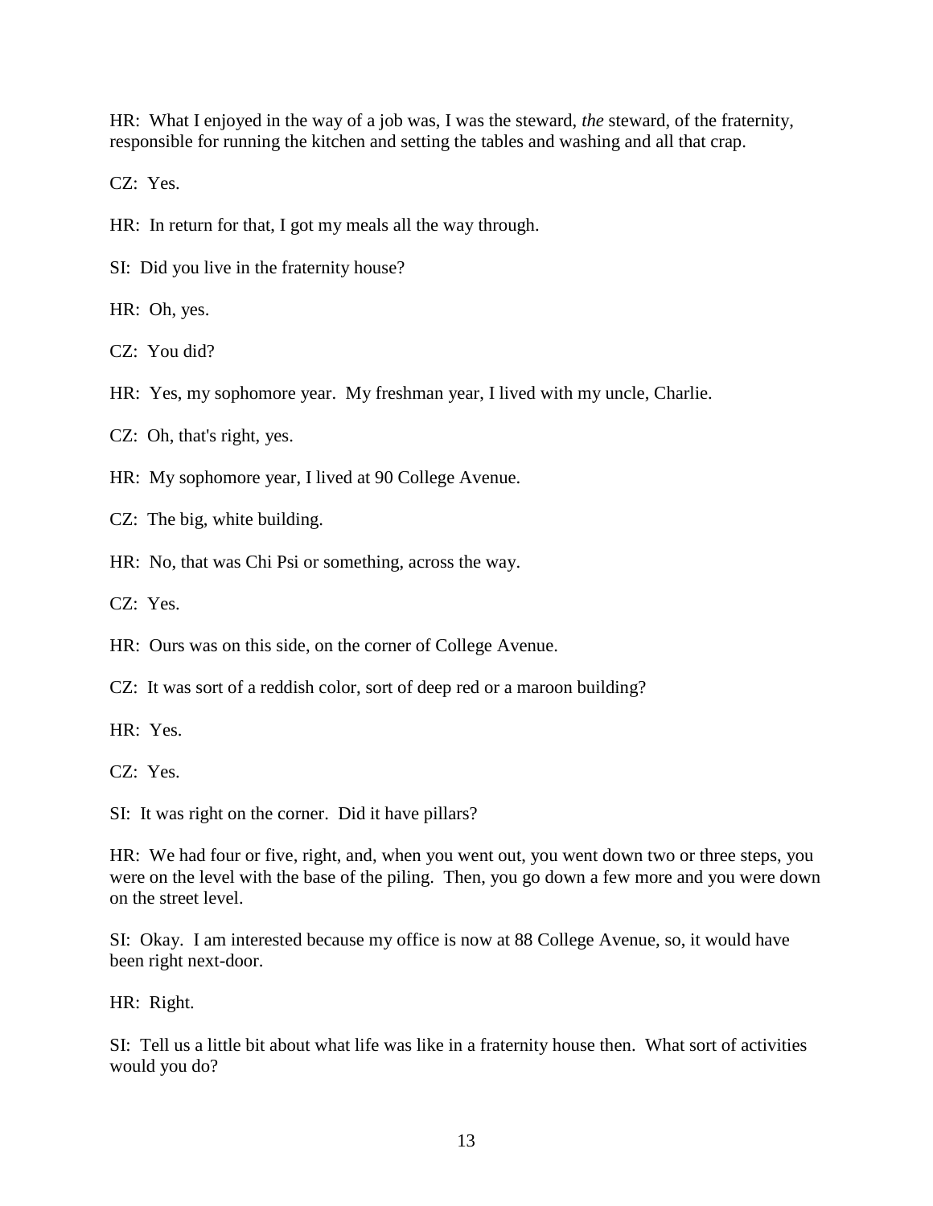HR: What I enjoyed in the way of a job was, I was the steward, *the* steward, of the fraternity, responsible for running the kitchen and setting the tables and washing and all that crap.

CZ: Yes.

HR: In return for that, I got my meals all the way through.

SI: Did you live in the fraternity house?

HR: Oh, yes.

CZ: You did?

HR: Yes, my sophomore year. My freshman year, I lived with my uncle, Charlie.

CZ: Oh, that's right, yes.

HR: My sophomore year, I lived at 90 College Avenue.

CZ: The big, white building.

HR: No, that was Chi Psi or something, across the way.

CZ: Yes.

HR: Ours was on this side, on the corner of College Avenue.

CZ: It was sort of a reddish color, sort of deep red or a maroon building?

HR: Yes.

CZ: Yes.

SI: It was right on the corner. Did it have pillars?

HR: We had four or five, right, and, when you went out, you went down two or three steps, you were on the level with the base of the piling. Then, you go down a few more and you were down on the street level.

SI: Okay. I am interested because my office is now at 88 College Avenue, so, it would have been right next-door.

HR: Right.

SI: Tell us a little bit about what life was like in a fraternity house then. What sort of activities would you do?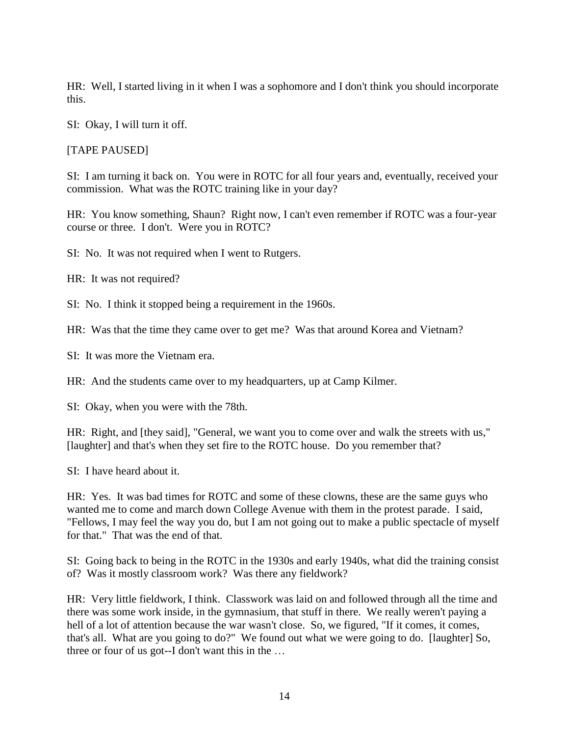HR: Well, I started living in it when I was a sophomore and I don't think you should incorporate this.

SI: Okay, I will turn it off.

[TAPE PAUSED]

SI: I am turning it back on. You were in ROTC for all four years and, eventually, received your commission. What was the ROTC training like in your day?

HR: You know something, Shaun? Right now, I can't even remember if ROTC was a four-year course or three. I don't. Were you in ROTC?

SI: No. It was not required when I went to Rutgers.

HR: It was not required?

SI: No. I think it stopped being a requirement in the 1960s.

HR: Was that the time they came over to get me? Was that around Korea and Vietnam?

SI: It was more the Vietnam era.

HR: And the students came over to my headquarters, up at Camp Kilmer.

SI: Okay, when you were with the 78th.

HR: Right, and [they said], "General, we want you to come over and walk the streets with us," [laughter] and that's when they set fire to the ROTC house. Do you remember that?

SI: I have heard about it.

HR: Yes. It was bad times for ROTC and some of these clowns, these are the same guys who wanted me to come and march down College Avenue with them in the protest parade. I said, "Fellows, I may feel the way you do, but I am not going out to make a public spectacle of myself for that." That was the end of that.

SI: Going back to being in the ROTC in the 1930s and early 1940s, what did the training consist of? Was it mostly classroom work? Was there any fieldwork?

HR: Very little fieldwork, I think. Classwork was laid on and followed through all the time and there was some work inside, in the gymnasium, that stuff in there. We really weren't paying a hell of a lot of attention because the war wasn't close. So, we figured, "If it comes, it comes, that's all. What are you going to do?" We found out what we were going to do. [laughter] So, three or four of us got--I don't want this in the …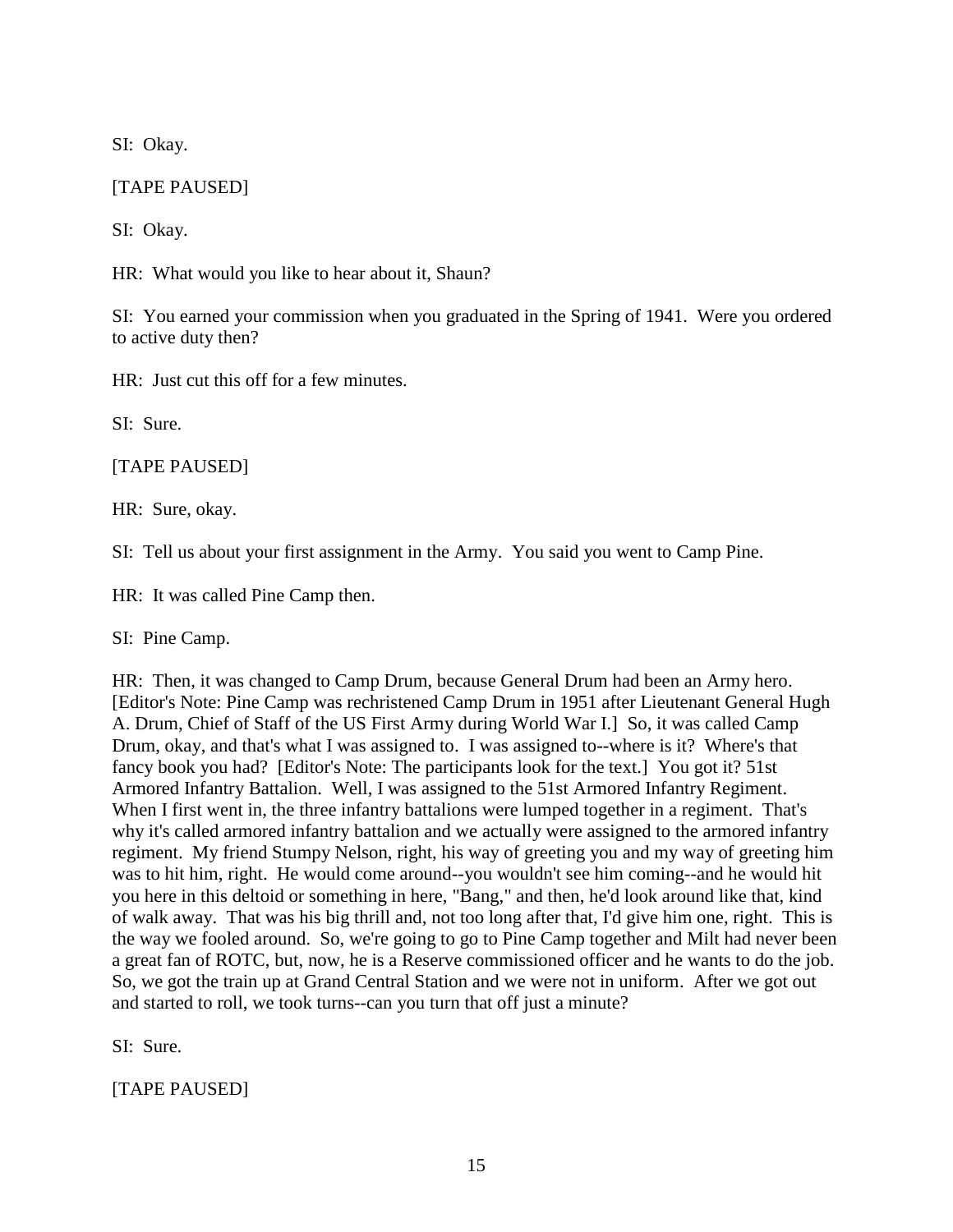SI: Okay.

[TAPE PAUSED]

SI: Okay.

HR: What would you like to hear about it, Shaun?

SI: You earned your commission when you graduated in the Spring of 1941. Were you ordered to active duty then?

HR: Just cut this off for a few minutes.

SI: Sure.

[TAPE PAUSED]

HR: Sure, okay.

SI: Tell us about your first assignment in the Army. You said you went to Camp Pine.

HR: It was called Pine Camp then.

SI: Pine Camp.

HR: Then, it was changed to Camp Drum, because General Drum had been an Army hero. [Editor's Note: Pine Camp was rechristened Camp Drum in 1951 after Lieutenant General Hugh A. Drum, Chief of Staff of the US First Army during World War I.] So, it was called Camp Drum, okay, and that's what I was assigned to. I was assigned to--where is it? Where's that fancy book you had? [Editor's Note: The participants look for the text.] You got it? 51st Armored Infantry Battalion. Well, I was assigned to the 51st Armored Infantry Regiment. When I first went in, the three infantry battalions were lumped together in a regiment. That's why it's called armored infantry battalion and we actually were assigned to the armored infantry regiment. My friend Stumpy Nelson, right, his way of greeting you and my way of greeting him was to hit him, right. He would come around--you wouldn't see him coming--and he would hit you here in this deltoid or something in here, "Bang," and then, he'd look around like that, kind of walk away. That was his big thrill and, not too long after that, I'd give him one, right. This is the way we fooled around. So, we're going to go to Pine Camp together and Milt had never been a great fan of ROTC, but, now, he is a Reserve commissioned officer and he wants to do the job. So, we got the train up at Grand Central Station and we were not in uniform. After we got out and started to roll, we took turns--can you turn that off just a minute?

SI: Sure.

[TAPE PAUSED]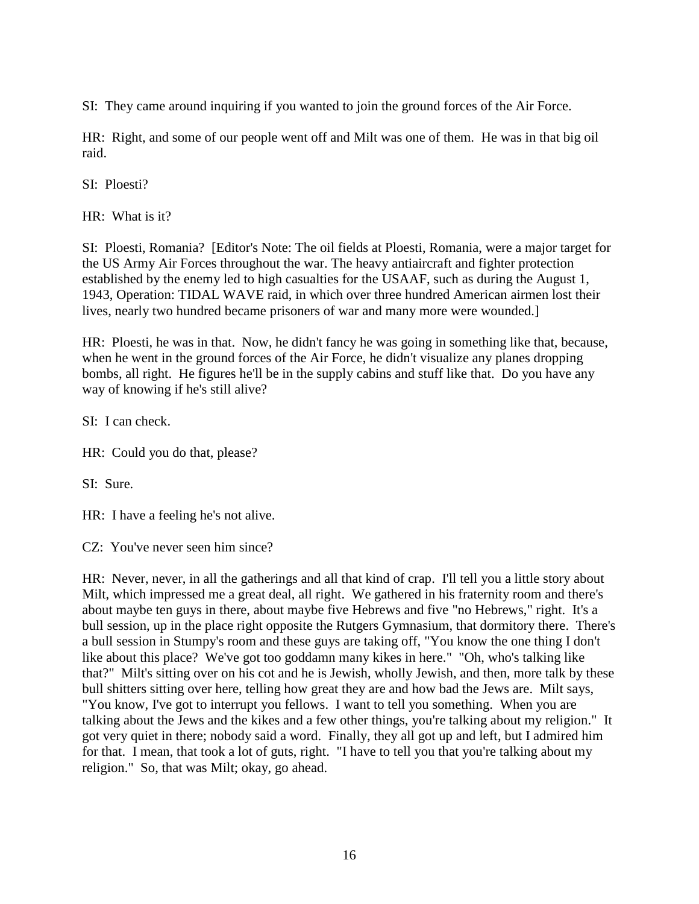SI: They came around inquiring if you wanted to join the ground forces of the Air Force.

HR: Right, and some of our people went off and Milt was one of them. He was in that big oil raid.

SI: Ploesti?

HR: What is it?

SI: Ploesti, Romania? [Editor's Note: The oil fields at Ploesti, Romania, were a major target for the US Army Air Forces throughout the war. The heavy antiaircraft and fighter protection established by the enemy led to high casualties for the USAAF, such as during the August 1, 1943, Operation: TIDAL WAVE raid, in which over three hundred American airmen lost their lives, nearly two hundred became prisoners of war and many more were wounded.]

HR: Ploesti, he was in that. Now, he didn't fancy he was going in something like that, because, when he went in the ground forces of the Air Force, he didn't visualize any planes dropping bombs, all right. He figures he'll be in the supply cabins and stuff like that. Do you have any way of knowing if he's still alive?

SI: I can check.

HR: Could you do that, please?

SI: Sure.

HR: I have a feeling he's not alive.

CZ: You've never seen him since?

HR: Never, never, in all the gatherings and all that kind of crap. I'll tell you a little story about Milt, which impressed me a great deal, all right. We gathered in his fraternity room and there's about maybe ten guys in there, about maybe five Hebrews and five "no Hebrews," right. It's a bull session, up in the place right opposite the Rutgers Gymnasium, that dormitory there. There's a bull session in Stumpy's room and these guys are taking off, "You know the one thing I don't like about this place? We've got too goddamn many kikes in here." "Oh, who's talking like that?" Milt's sitting over on his cot and he is Jewish, wholly Jewish, and then, more talk by these bull shitters sitting over here, telling how great they are and how bad the Jews are. Milt says, "You know, I've got to interrupt you fellows. I want to tell you something. When you are talking about the Jews and the kikes and a few other things, you're talking about my religion." It got very quiet in there; nobody said a word. Finally, they all got up and left, but I admired him for that. I mean, that took a lot of guts, right. "I have to tell you that you're talking about my religion." So, that was Milt; okay, go ahead.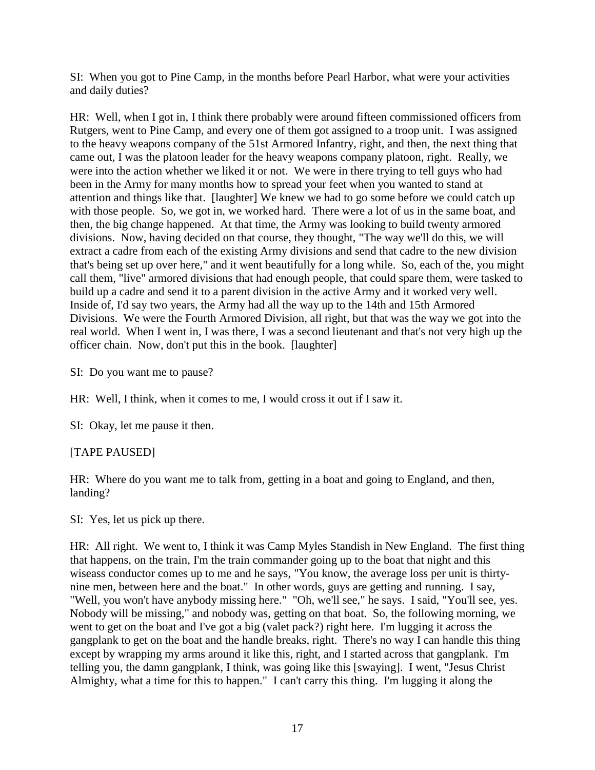SI: When you got to Pine Camp, in the months before Pearl Harbor, what were your activities and daily duties?

HR: Well, when I got in, I think there probably were around fifteen commissioned officers from Rutgers, went to Pine Camp, and every one of them got assigned to a troop unit. I was assigned to the heavy weapons company of the 51st Armored Infantry, right, and then, the next thing that came out, I was the platoon leader for the heavy weapons company platoon, right. Really, we were into the action whether we liked it or not. We were in there trying to tell guys who had been in the Army for many months how to spread your feet when you wanted to stand at attention and things like that. [laughter] We knew we had to go some before we could catch up with those people. So, we got in, we worked hard. There were a lot of us in the same boat, and then, the big change happened. At that time, the Army was looking to build twenty armored divisions. Now, having decided on that course, they thought, "The way we'll do this, we will extract a cadre from each of the existing Army divisions and send that cadre to the new division that's being set up over here," and it went beautifully for a long while. So, each of the, you might call them, "live" armored divisions that had enough people, that could spare them, were tasked to build up a cadre and send it to a parent division in the active Army and it worked very well. Inside of, I'd say two years, the Army had all the way up to the 14th and 15th Armored Divisions. We were the Fourth Armored Division, all right, but that was the way we got into the real world. When I went in, I was there, I was a second lieutenant and that's not very high up the officer chain. Now, don't put this in the book. [laughter]

SI: Do you want me to pause?

HR: Well, I think, when it comes to me, I would cross it out if I saw it.

SI: Okay, let me pause it then.

[TAPE PAUSED]

HR: Where do you want me to talk from, getting in a boat and going to England, and then, landing?

SI: Yes, let us pick up there.

HR: All right. We went to, I think it was Camp Myles Standish in New England. The first thing that happens, on the train, I'm the train commander going up to the boat that night and this wiseass conductor comes up to me and he says, "You know, the average loss per unit is thirty-nine men, between here and the boat." In other words, guys are getting and running. I say, "Well, you won't have anybody missing here." "Oh, we'll see," he says. I said, "You'll see, yes. Nobody will be missing," and nobody was, getting on that boat. So, the following morning, we went to get on the boat and I've got a big (valet pack?) right here. I'm lugging it across the gangplank to get on the boat and the handle breaks, right. There's no way I can handle this thing except by wrapping my arms around it like this, right, and I started across that gangplank. I'm telling you, the damn gangplank, I think, was going like this [swaying]. I went, "Jesus Christ Almighty, what a time for this to happen." I can't carry this thing. I'm lugging it along the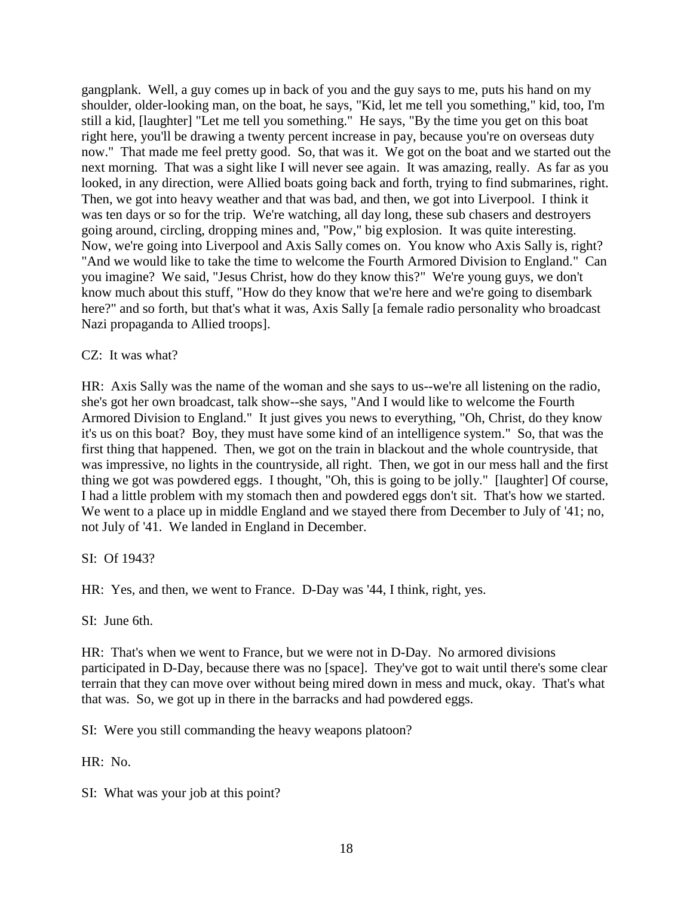gangplank. Well, a guy comes up in back of you and the guy says to me, puts his hand on my shoulder, older-looking man, on the boat, he says, "Kid, let me tell you something," kid, too, I'm still a kid, [laughter] "Let me tell you something." He says, "By the time you get on this boat right here, you'll be drawing a twenty percent increase in pay, because you're on overseas duty now." That made me feel pretty good. So, that was it. We got on the boat and we started out the next morning. That was a sight like I will never see again. It was amazing, really. As far as you looked, in any direction, were Allied boats going back and forth, trying to find submarines, right. Then, we got into heavy weather and that was bad, and then, we got into Liverpool. I think it was ten days or so for the trip. We're watching, all day long, these sub chasers and destroyers going around, circling, dropping mines and, "Pow," big explosion. It was quite interesting. Now, we're going into Liverpool and Axis Sally comes on. You know who Axis Sally is, right? "And we would like to take the time to welcome the Fourth Armored Division to England." Can you imagine? We said, "Jesus Christ, how do they know this?" We're young guys, we don't know much about this stuff, "How do they know that we're here and we're going to disembark here?" and so forth, but that's what it was, Axis Sally [a female radio personality who broadcast Nazi propaganda to Allied troops].

CZ: It was what?

HR: Axis Sally was the name of the woman and she says to us--we're all listening on the radio, she's got her own broadcast, talk show--she says, "And I would like to welcome the Fourth Armored Division to England." It just gives you news to everything, "Oh, Christ, do they know it's us on this boat? Boy, they must have some kind of an intelligence system." So, that was the first thing that happened. Then, we got on the train in blackout and the whole countryside, that was impressive, no lights in the countryside, all right. Then, we got in our mess hall and the first thing we got was powdered eggs. I thought, "Oh, this is going to be jolly." [laughter] Of course, I had a little problem with my stomach then and powdered eggs don't sit. That's how we started. We went to a place up in middle England and we stayed there from December to July of '41; no, not July of '41. We landed in England in December.

SI: Of 1943?

HR: Yes, and then, we went to France. D-Day was '44, I think, right, yes.

SI: June 6th.

HR: That's when we went to France, but we were not in D-Day. No armored divisions participated in D-Day, because there was no [space]. They've got to wait until there's some clear terrain that they can move over without being mired down in mess and muck, okay. That's what that was. So, we got up in there in the barracks and had powdered eggs.

SI: Were you still commanding the heavy weapons platoon?

HR: No.

SI: What was your job at this point?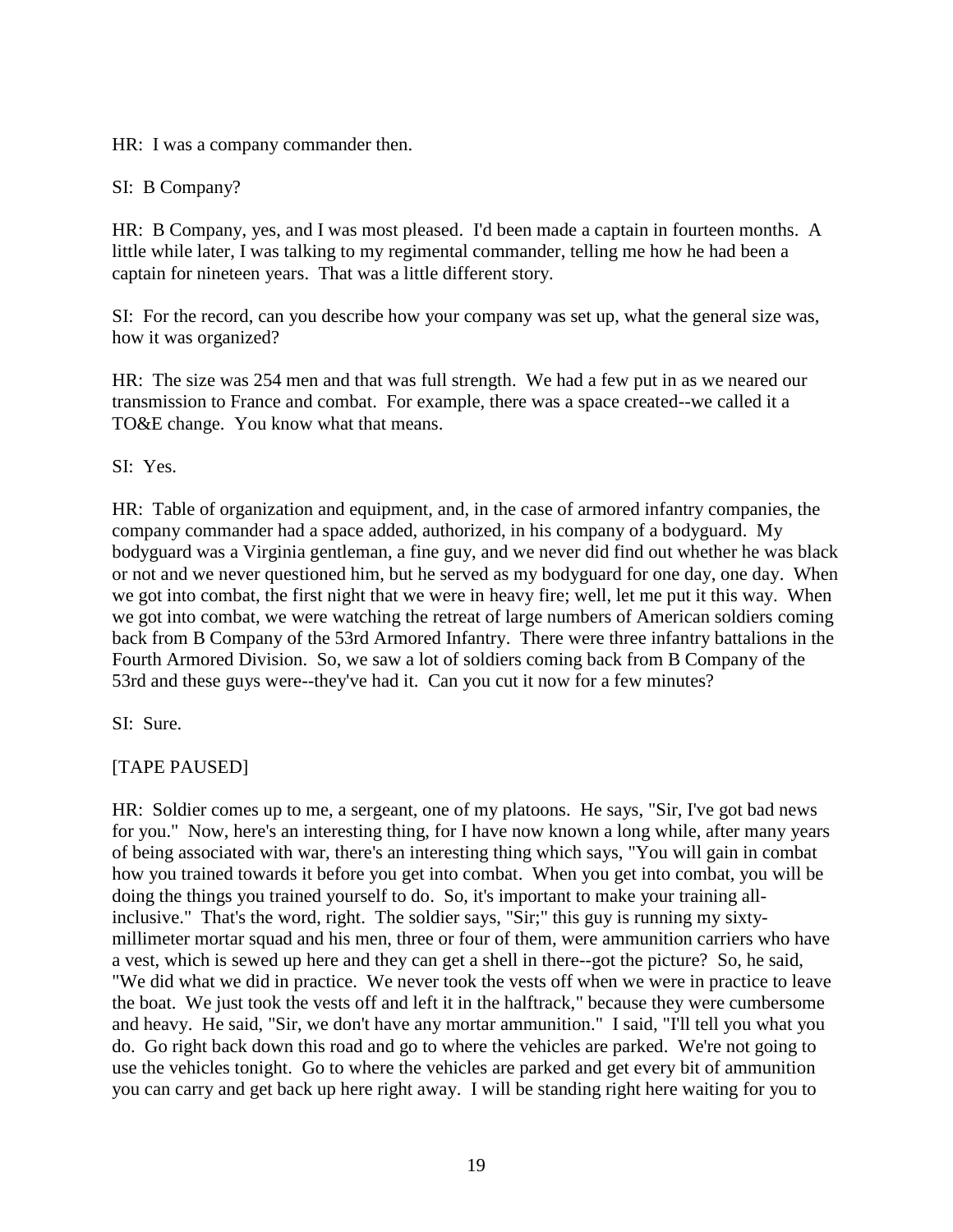HR: I was a company commander then.

SI: B Company?

HR: B Company, yes, and I was most pleased. I'd been made a captain in fourteen months. A little while later, I was talking to my regimental commander, telling me how he had been a captain for nineteen years. That was a little different story.

SI: For the record, can you describe how your company was set up, what the general size was, how it was organized?

HR: The size was 254 men and that was full strength. We had a few put in as we neared our transmission to France and combat. For example, there was a space created--we called it a TO&E change. You know what that means.

SI: Yes.

HR: Table of organization and equipment, and, in the case of armored infantry companies, the company commander had a space added, authorized, in his company of a bodyguard. My bodyguard was a Virginia gentleman, a fine guy, and we never did find out whether he was black or not and we never questioned him, but he served as my bodyguard for one day, one day. When we got into combat, the first night that we were in heavy fire; well, let me put it this way. When we got into combat, we were watching the retreat of large numbers of American soldiers coming back from B Company of the 53rd Armored Infantry. There were three infantry battalions in the Fourth Armored Division. So, we saw a lot of soldiers coming back from B Company of the 53rd and these guys were--they've had it. Can you cut it now for a few minutes?

SI: Sure.

[TAPE PAUSED]

HR: Soldier comes up to me, a sergeant, one of my platoons. He says, "Sir, I've got bad news for you." Now, here's an interesting thing, for I have now known a long while, after many years of being associated with war, there's an interesting thing which says, "You will gain in combat how you trained towards it before you get into combat. When you get into combat, you will be doing the things you trained yourself to do. So, it's important to make your training all-inclusive." That's the word, right. The soldier says, "Sir;" this guy is running my sixty-millimeter mortar squad and his men, three or four of them, were ammunition carriers who have a vest, which is sewed up here and they can get a shell in there--got the picture? So, he said, "We did what we did in practice. We never took the vests off when we were in practice to leave the boat. We just took the vests off and left it in the halftrack," because they were cumbersome and heavy. He said, "Sir, we don't have any mortar ammunition." I said, "I'll tell you what you do. Go right back down this road and go to where the vehicles are parked. We're not going to use the vehicles tonight. Go to where the vehicles are parked and get every bit of ammunition you can carry and get back up here right away. I will be standing right here waiting for you to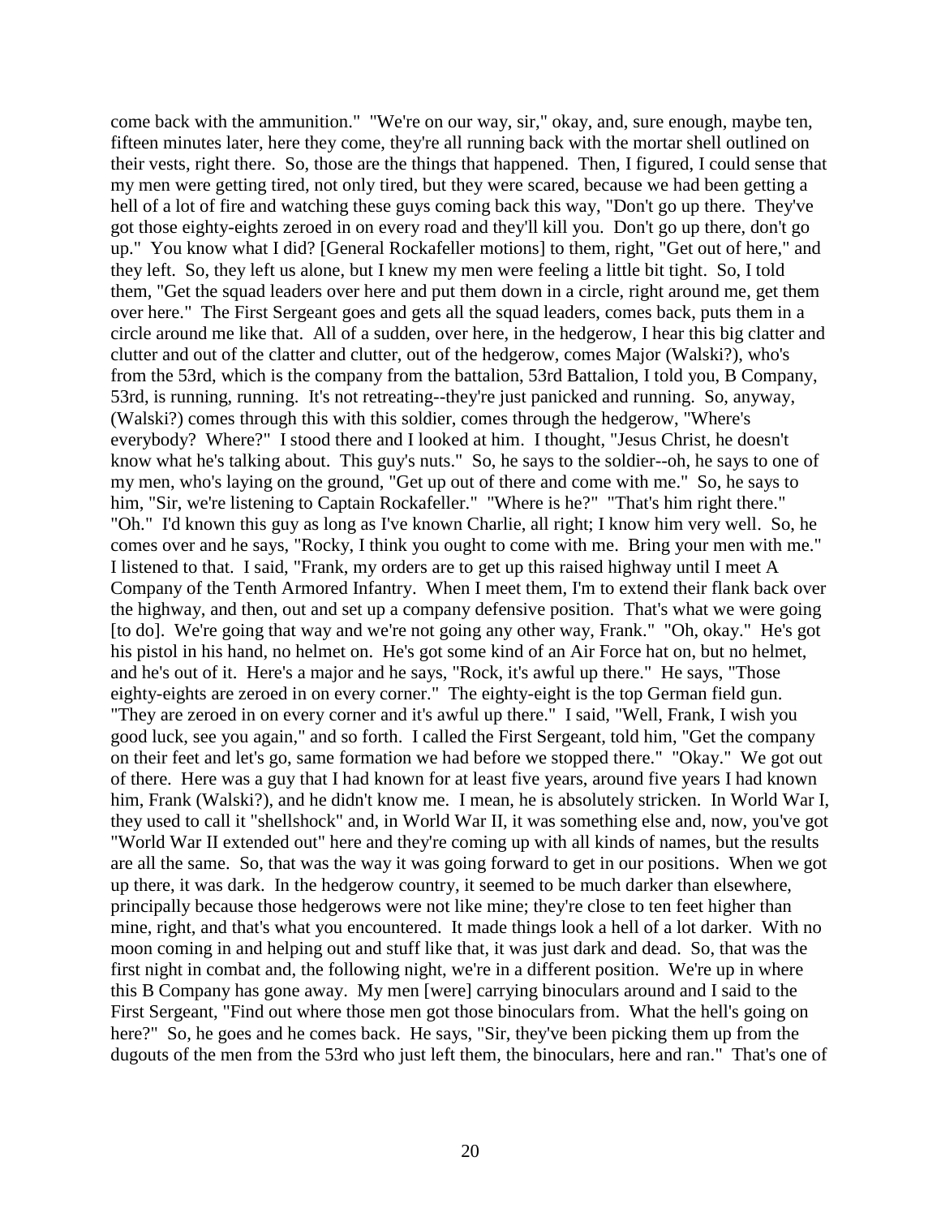come back with the ammunition." "We're on our way, sir," okay, and, sure enough, maybe ten, fifteen minutes later, here they come, they're all running back with the mortar shell outlined on their vests, right there. So, those are the things that happened. Then, I figured, I could sense that my men were getting tired, not only tired, but they were scared, because we had been getting a hell of a lot of fire and watching these guys coming back this way, "Don't go up there. They've got those eighty-eights zeroed in on every road and they'll kill you. Don't go up there, don't go up." You know what I did? [General Rockafeller motions] to them, right, "Get out of here," and they left. So, they left us alone, but I knew my men were feeling a little bit tight. So, I told them, "Get the squad leaders over here and put them down in a circle, right around me, get them over here." The First Sergeant goes and gets all the squad leaders, comes back, puts them in a circle around me like that. All of a sudden, over here, in the hedgerow, I hear this big clatter and clutter and out of the clatter and clutter, out of the hedgerow, comes Major (Walski?), who's from the 53rd, which is the company from the battalion, 53rd Battalion, I told you, B Company, 53rd, is running, running. It's not retreating--they're just panicked and running. So, anyway, (Walski?) comes through this with this soldier, comes through the hedgerow, "Where's everybody? Where?" I stood there and I looked at him. I thought, "Jesus Christ, he doesn't know what he's talking about. This guy's nuts." So, he says to the soldier--oh, he says to one of my men, who's laying on the ground, "Get up out of there and come with me." So, he says to him, "Sir, we're listening to Captain Rockafeller." "Where is he?" "That's him right there." "Oh." I'd known this guy as long as I've known Charlie, all right; I know him very well. So, he comes over and he says, "Rocky, I think you ought to come with me. Bring your men with me." I listened to that. I said, "Frank, my orders are to get up this raised highway until I meet A Company of the Tenth Armored Infantry. When I meet them, I'm to extend their flank back over the highway, and then, out and set up a company defensive position. That's what we were going [to do]. We're going that way and we're not going any other way, Frank." "Oh, okay." He's got his pistol in his hand, no helmet on. He's got some kind of an Air Force hat on, but no helmet, and he's out of it. Here's a major and he says, "Rock, it's awful up there." He says, "Those eighty-eights are zeroed in on every corner." The eighty-eight is the top German field gun. "They are zeroed in on every corner and it's awful up there." I said, "Well, Frank, I wish you good luck, see you again," and so forth. I called the First Sergeant, told him, "Get the company on their feet and let's go, same formation we had before we stopped there." "Okay." We got out of there. Here was a guy that I had known for at least five years, around five years I had known him, Frank (Walski?), and he didn't know me. I mean, he is absolutely stricken. In World War I, they used to call it "shellshock" and, in World War II, it was something else and, now, you've got "World War II extended out" here and they're coming up with all kinds of names, but the results are all the same. So, that was the way it was going forward to get in our positions. When we got up there, it was dark. In the hedgerow country, it seemed to be much darker than elsewhere, principally because those hedgerows were not like mine; they're close to ten feet higher than mine, right, and that's what you encountered. It made things look a hell of a lot darker. With no moon coming in and helping out and stuff like that, it was just dark and dead. So, that was the first night in combat and, the following night, we're in a different position. We're up in where this B Company has gone away. My men [were] carrying binoculars around and I said to the First Sergeant, "Find out where those men got those binoculars from. What the hell's going on here?" So, he goes and he comes back. He says, "Sir, they've been picking them up from the dugouts of the men from the 53rd who just left them, the binoculars, here and ran." That's one of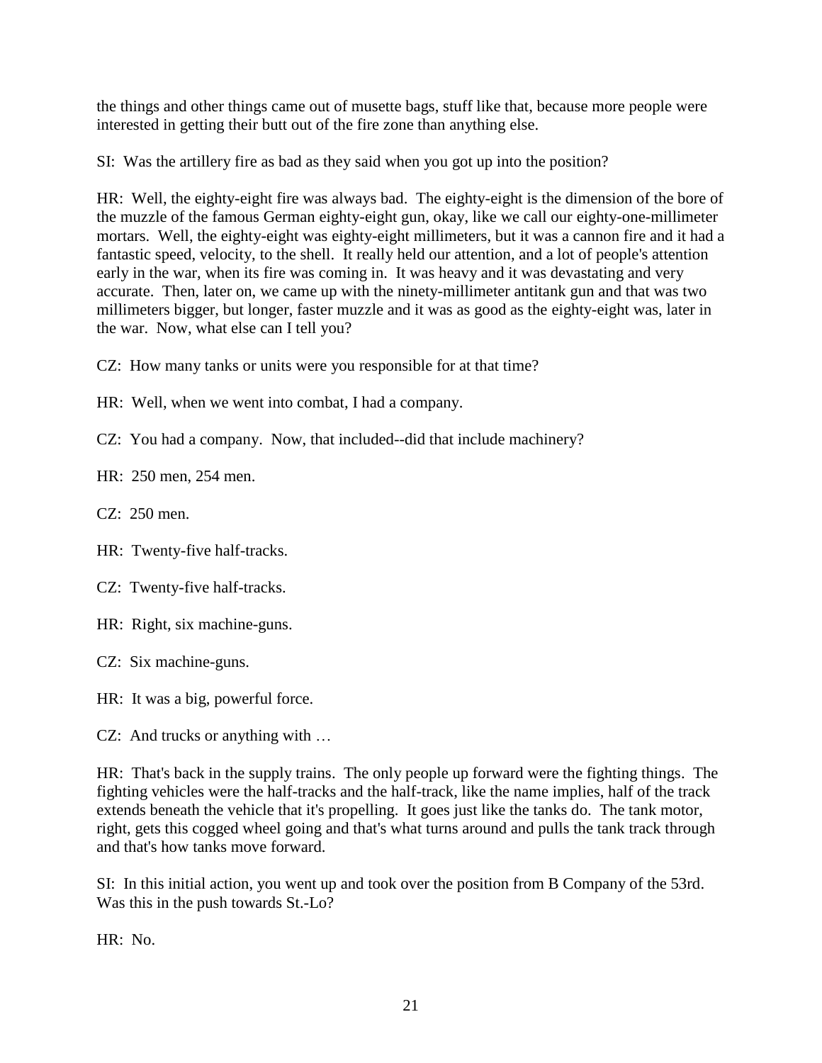the things and other things came out of musette bags, stuff like that, because more people were interested in getting their butt out of the fire zone than anything else.

SI: Was the artillery fire as bad as they said when you got up into the position?

HR: Well, the eighty-eight fire was always bad. The eighty-eight is the dimension of the bore of the muzzle of the famous German eighty-eight gun, okay, like we call our eighty-one-millimeter mortars. Well, the eighty-eight was eighty-eight millimeters, but it was a cannon fire and it had a fantastic speed, velocity, to the shell. It really held our attention, and a lot of people's attention early in the war, when its fire was coming in. It was heavy and it was devastating and very accurate. Then, later on, we came up with the ninety-millimeter antitank gun and that was two millimeters bigger, but longer, faster muzzle and it was as good as the eighty-eight was, later in the war. Now, what else can I tell you?

CZ: How many tanks or units were you responsible for at that time?

HR: Well, when we went into combat, I had a company.

CZ: You had a company. Now, that included--did that include machinery?

HR: 250 men, 254 men.

CZ: 250 men.

HR: Twenty-five half-tracks.

CZ: Twenty-five half-tracks.

HR: Right, six machine-guns.

CZ: Six machine-guns.

HR: It was a big, powerful force.

CZ: And trucks or anything with …

HR: That's back in the supply trains. The only people up forward were the fighting things. The fighting vehicles were the half-tracks and the half-track, like the name implies, half of the track extends beneath the vehicle that it's propelling. It goes just like the tanks do. The tank motor, right, gets this cogged wheel going and that's what turns around and pulls the tank track through and that's how tanks move forward.

SI: In this initial action, you went up and took over the position from B Company of the 53rd. Was this in the push towards St.-Lo?

HR: No.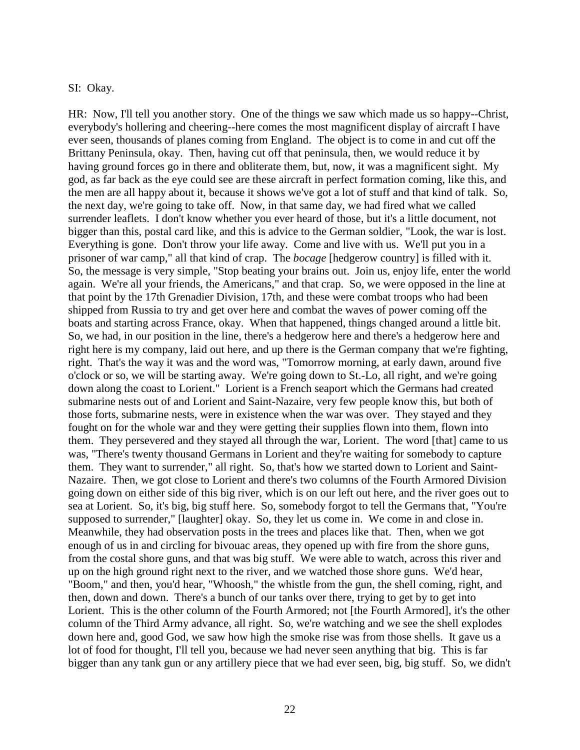SI: Okay.

HR: Now, I'll tell you another story. One of the things we saw which made us so happy--Christ, everybody's hollering and cheering--here comes the most magnificent display of aircraft I have ever seen, thousands of planes coming from England. The object is to come in and cut off the Brittany Peninsula, okay. Then, having cut off that peninsula, then, we would reduce it by having ground forces go in there and obliterate them, but, now, it was a magnificent sight. My god, as far back as the eye could see are these aircraft in perfect formation coming, like this, and the men are all happy about it, because it shows we've got a lot of stuff and that kind of talk. So, the next day, we're going to take off. Now, in that same day, we had fired what we called surrender leaflets. I don't know whether you ever heard of those, but it's a little document, not bigger than this, postal card like, and this is advice to the German soldier, "Look, the war is lost. Everything is gone. Don't throw your life away. Come and live with us. We'll put you in a prisoner of war camp," all that kind of crap. The *bocage* [hedgerow country] is filled with it. So, the message is very simple, "Stop beating your brains out. Join us, enjoy life, enter the world again. We're all your friends, the Americans," and that crap. So, we were opposed in the line at that point by the 17th Grenadier Division, 17th, and these were combat troops who had been shipped from Russia to try and get over here and combat the waves of power coming off the boats and starting across France, okay. When that happened, things changed around a little bit. So, we had, in our position in the line, there's a hedgerow here and there's a hedgerow here and right here is my company, laid out here, and up there is the German company that we're fighting, right. That's the way it was and the word was, "Tomorrow morning, at early dawn, around five o'clock or so, we will be starting away. We're going down to St.-Lo, all right, and we're going down along the coast to Lorient." Lorient is a French seaport which the Germans had created submarine nests out of and Lorient and Saint-Nazaire, very few people know this, but both of those forts, submarine nests, were in existence when the war was over. They stayed and they fought on for the whole war and they were getting their supplies flown into them, flown into them. They persevered and they stayed all through the war, Lorient. The word [that] came to us was, "There's twenty thousand Germans in Lorient and they're waiting for somebody to capture them. They want to surrender," all right. So, that's how we started down to Lorient and Saint-Nazaire. Then, we got close to Lorient and there's two columns of the Fourth Armored Division going down on either side of this big river, which is on our left out here, and the river goes out to sea at Lorient. So, it's big, big stuff here. So, somebody forgot to tell the Germans that, "You're supposed to surrender," [laughter] okay. So, they let us come in. We come in and close in. Meanwhile, they had observation posts in the trees and places like that. Then, when we got enough of us in and circling for bivouac areas, they opened up with fire from the shore guns, from the costal shore guns, and that was big stuff. We were able to watch, across this river and up on the high ground right next to the river, and we watched those shore guns. We'd hear, "Boom," and then, you'd hear, "Whoosh," the whistle from the gun, the shell coming, right, and then, down and down. There's a bunch of our tanks over there, trying to get by to get into Lorient. This is the other column of the Fourth Armored; not [the Fourth Armored], it's the other column of the Third Army advance, all right. So, we're watching and we see the shell explodes down here and, good God, we saw how high the smoke rise was from those shells. It gave us a lot of food for thought, I'll tell you, because we had never seen anything that big. This is far bigger than any tank gun or any artillery piece that we had ever seen, big, big stuff. So, we didn't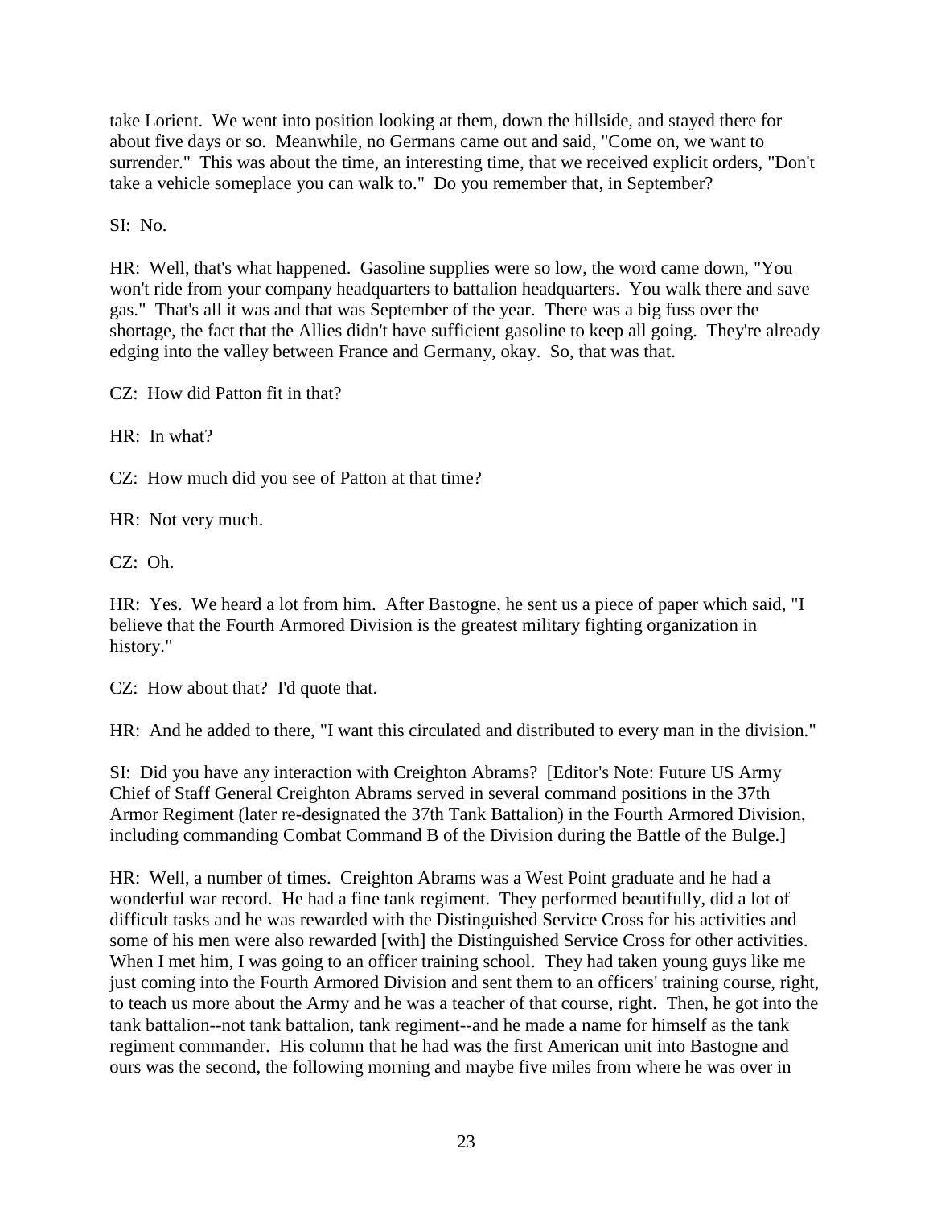take Lorient. We went into position looking at them, down the hillside, and stayed there for about five days or so. Meanwhile, no Germans came out and said, "Come on, we want to surrender." This was about the time, an interesting time, that we received explicit orders, "Don't take a vehicle someplace you can walk to." Do you remember that, in September?

SI: No.

HR: Well, that's what happened. Gasoline supplies were so low, the word came down, "You won't ride from your company headquarters to battalion headquarters. You walk there and save gas." That's all it was and that was September of the year. There was a big fuss over the shortage, the fact that the Allies didn't have sufficient gasoline to keep all going. They're already edging into the valley between France and Germany, okay. So, that was that.

CZ: How did Patton fit in that?

HR: In what?

CZ: How much did you see of Patton at that time?

HR: Not very much.

CZ: Oh.

HR: Yes. We heard a lot from him. After Bastogne, he sent us a piece of paper which said, "I believe that the Fourth Armored Division is the greatest military fighting organization in history."

CZ: How about that? I'd quote that.

HR: And he added to there, "I want this circulated and distributed to every man in the division."

SI: Did you have any interaction with Creighton Abrams? [Editor's Note: Future US Army Chief of Staff General Creighton Abrams served in several command positions in the 37th Armor Regiment (later re-designated the 37th Tank Battalion) in the Fourth Armored Division, including commanding Combat Command B of the Division during the Battle of the Bulge.]

HR: Well, a number of times. Creighton Abrams was a West Point graduate and he had a wonderful war record. He had a fine tank regiment. They performed beautifully, did a lot of difficult tasks and he was rewarded with the Distinguished Service Cross for his activities and some of his men were also rewarded [with] the Distinguished Service Cross for other activities. When I met him, I was going to an officer training school. They had taken young guys like me just coming into the Fourth Armored Division and sent them to an officers' training course, right, to teach us more about the Army and he was a teacher of that course, right. Then, he got into the tank battalion--not tank battalion, tank regiment--and he made a name for himself as the tank regiment commander. His column that he had was the first American unit into Bastogne and ours was the second, the following morning and maybe five miles from where he was over in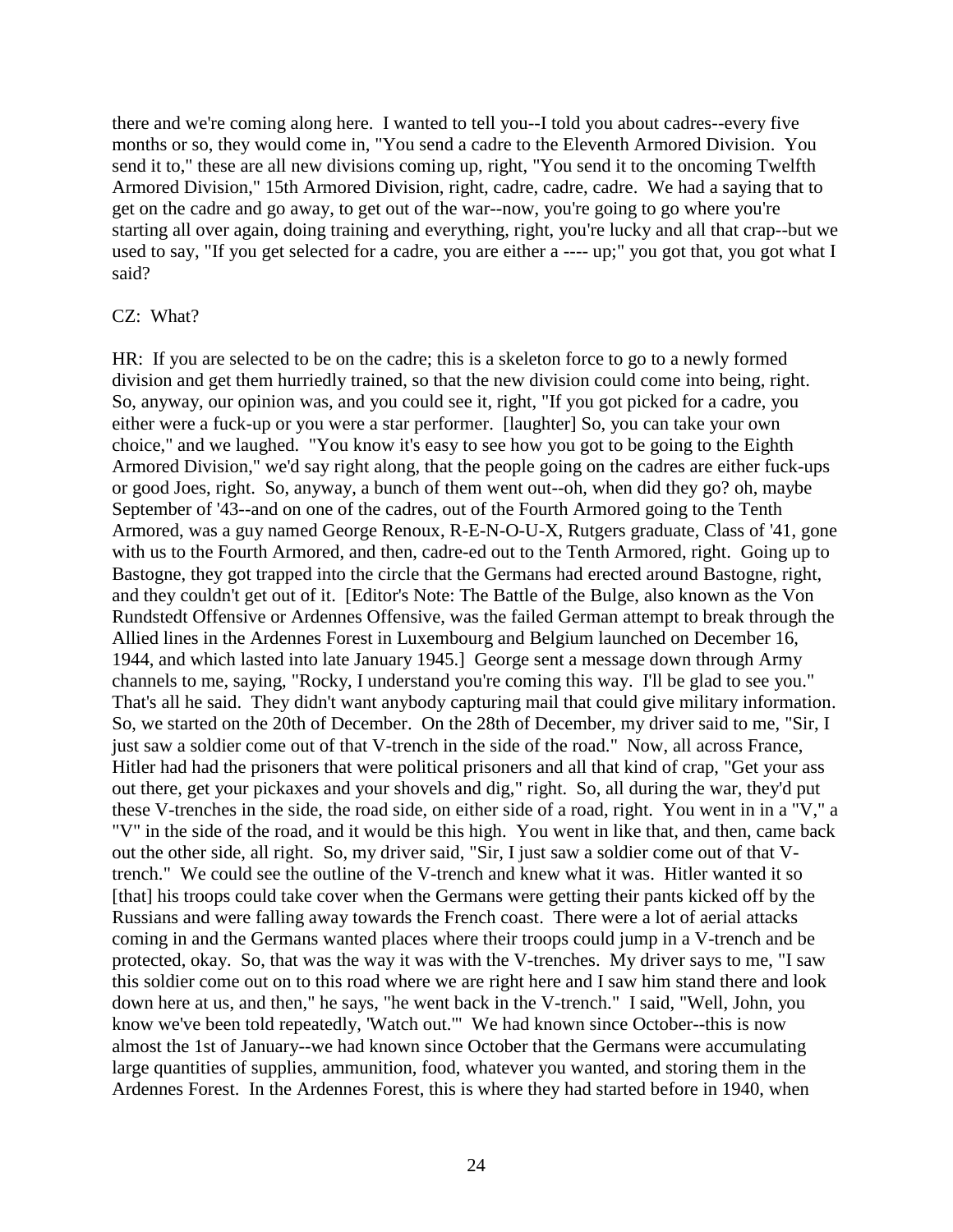there and we're coming along here. I wanted to tell you--I told you about cadres--every five months or so, they would come in, "You send a cadre to the Eleventh Armored Division. You send it to," these are all new divisions coming up, right, "You send it to the oncoming Twelfth Armored Division," 15th Armored Division, right, cadre, cadre, cadre. We had a saying that to get on the cadre and go away, to get out of the war--now, you're going to go where you're starting all over again, doing training and everything, right, you're lucky and all that crap--but we used to say, "If you get selected for a cadre, you are either a ---- up;" you got that, you got what I said?

CZ: What?

HR: If you are selected to be on the cadre; this is a skeleton force to go to a newly formed division and get them hurriedly trained, so that the new division could come into being, right. So, anyway, our opinion was, and you could see it, right, "If you got picked for a cadre, you either were a fuck-up or you were a star performer. [laughter] So, you can take your own choice," and we laughed. "You know it's easy to see how you got to be going to the Eighth Armored Division," we'd say right along, that the people going on the cadres are either fuck-ups or good Joes, right. So, anyway, a bunch of them went out--oh, when did they go? oh, maybe September of '43--and on one of the cadres, out of the Fourth Armored going to the Tenth Armored, was a guy named George Renoux, R-E-N-O-U-X, Rutgers graduate, Class of '41, gone with us to the Fourth Armored, and then, cadre-ed out to the Tenth Armored, right. Going up to Bastogne, they got trapped into the circle that the Germans had erected around Bastogne, right, and they couldn't get out of it. [Editor's Note: The Battle of the Bulge, also known as the Von Rundstedt Offensive or Ardennes Offensive, was the failed German attempt to break through the Allied lines in the Ardennes Forest in Luxembourg and Belgium launched on December 16, 1944, and which lasted into late January 1945.] George sent a message down through Army channels to me, saying, "Rocky, I understand you're coming this way. I'll be glad to see you." That's all he said. They didn't want anybody capturing mail that could give military information. So, we started on the 20th of December. On the 28th of December, my driver said to me, "Sir, I just saw a soldier come out of that V-trench in the side of the road." Now, all across France, Hitler had had the prisoners that were political prisoners and all that kind of crap, "Get your ass out there, get your pickaxes and your shovels and dig," right. So, all during the war, they'd put these V-trenches in the side, the road side, on either side of a road, right. You went in in a "V," a "V" in the side of the road, and it would be this high. You went in like that, and then, came back out the other side, all right. So, my driver said, "Sir, I just saw a soldier come out of that V-trench." We could see the outline of the V-trench and knew what it was. Hitler wanted it so [that] his troops could take cover when the Germans were getting their pants kicked off by the Russians and were falling away towards the French coast. There were a lot of aerial attacks coming in and the Germans wanted places where their troops could jump in a V-trench and be protected, okay. So, that was the way it was with the V-trenches. My driver says to me, "I saw this soldier come out on to this road where we are right here and I saw him stand there and look down here at us, and then," he says, "he went back in the V-trench." I said, "Well, John, you know we've been told repeatedly, 'Watch out.'" We had known since October--this is now almost the 1st of January--we had known since October that the Germans were accumulating large quantities of supplies, ammunition, food, whatever you wanted, and storing them in the Ardennes Forest. In the Ardennes Forest, this is where they had started before in 1940, when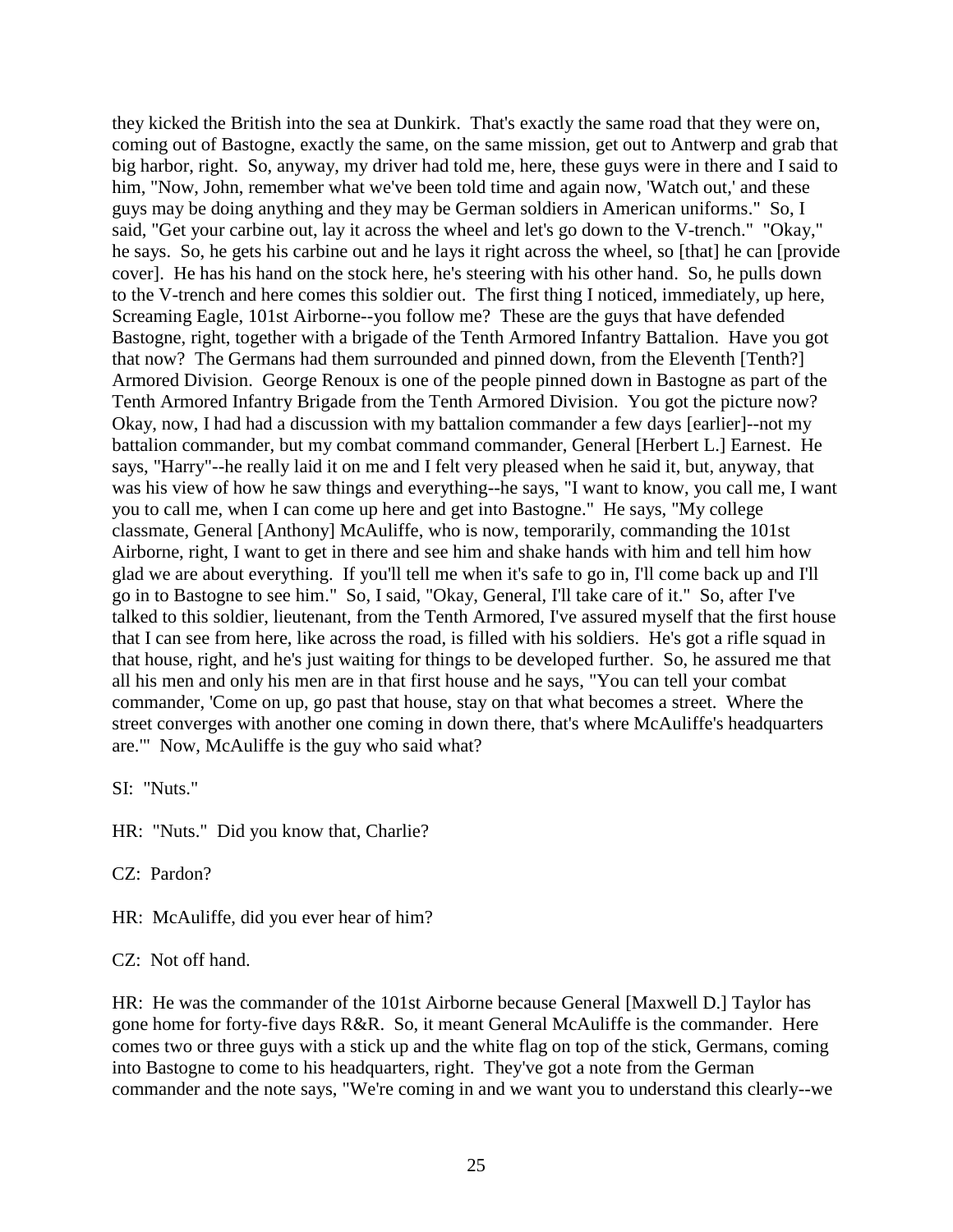they kicked the British into the sea at Dunkirk. That's exactly the same road that they were on, coming out of Bastogne, exactly the same, on the same mission, get out to Antwerp and grab that big harbor, right. So, anyway, my driver had told me, here, these guys were in there and I said to him, "Now, John, remember what we've been told time and again now, 'Watch out,' and these guys may be doing anything and they may be German soldiers in American uniforms." So, I said, "Get your carbine out, lay it across the wheel and let's go down to the V-trench." "Okay," he says. So, he gets his carbine out and he lays it right across the wheel, so [that] he can [provide cover]. He has his hand on the stock here, he's steering with his other hand. So, he pulls down to the V-trench and here comes this soldier out. The first thing I noticed, immediately, up here, Screaming Eagle, 101st Airborne--you follow me? These are the guys that have defended Bastogne, right, together with a brigade of the Tenth Armored Infantry Battalion. Have you got that now? The Germans had them surrounded and pinned down, from the Eleventh [Tenth?] Armored Division. George Renoux is one of the people pinned down in Bastogne as part of the Tenth Armored Infantry Brigade from the Tenth Armored Division. You got the picture now? Okay, now, I had had a discussion with my battalion commander a few days [earlier]--not my battalion commander, but my combat command commander, General [Herbert L.] Earnest. He says, "Harry"--he really laid it on me and I felt very pleased when he said it, but, anyway, that was his view of how he saw things and everything--he says, "I want to know, you call me, I want you to call me, when I can come up here and get into Bastogne." He says, "My college classmate, General [Anthony] McAuliffe, who is now, temporarily, commanding the 101st Airborne, right, I want to get in there and see him and shake hands with him and tell him how glad we are about everything. If you'll tell me when it's safe to go in, I'll come back up and I'll go in to Bastogne to see him." So, I said, "Okay, General, I'll take care of it." So, after I've talked to this soldier, lieutenant, from the Tenth Armored, I've assured myself that the first house that I can see from here, like across the road, is filled with his soldiers. He's got a rifle squad in that house, right, and he's just waiting for things to be developed further. So, he assured me that all his men and only his men are in that first house and he says, "You can tell your combat commander, 'Come on up, go past that house, stay on that what becomes a street. Where the street converges with another one coming in down there, that's where McAuliffe's headquarters are.'" Now, McAuliffe is the guy who said what?

SI: "Nuts."

HR: "Nuts." Did you know that, Charlie?

CZ: Pardon?

HR: McAuliffe, did you ever hear of him?

CZ: Not off hand.

HR: He was the commander of the 101st Airborne because General [Maxwell D.] Taylor has gone home for forty-five days R&R. So, it meant General McAuliffe is the commander. Here comes two or three guys with a stick up and the white flag on top of the stick, Germans, coming into Bastogne to come to his headquarters, right. They've got a note from the German commander and the note says, "We're coming in and we want you to understand this clearly--we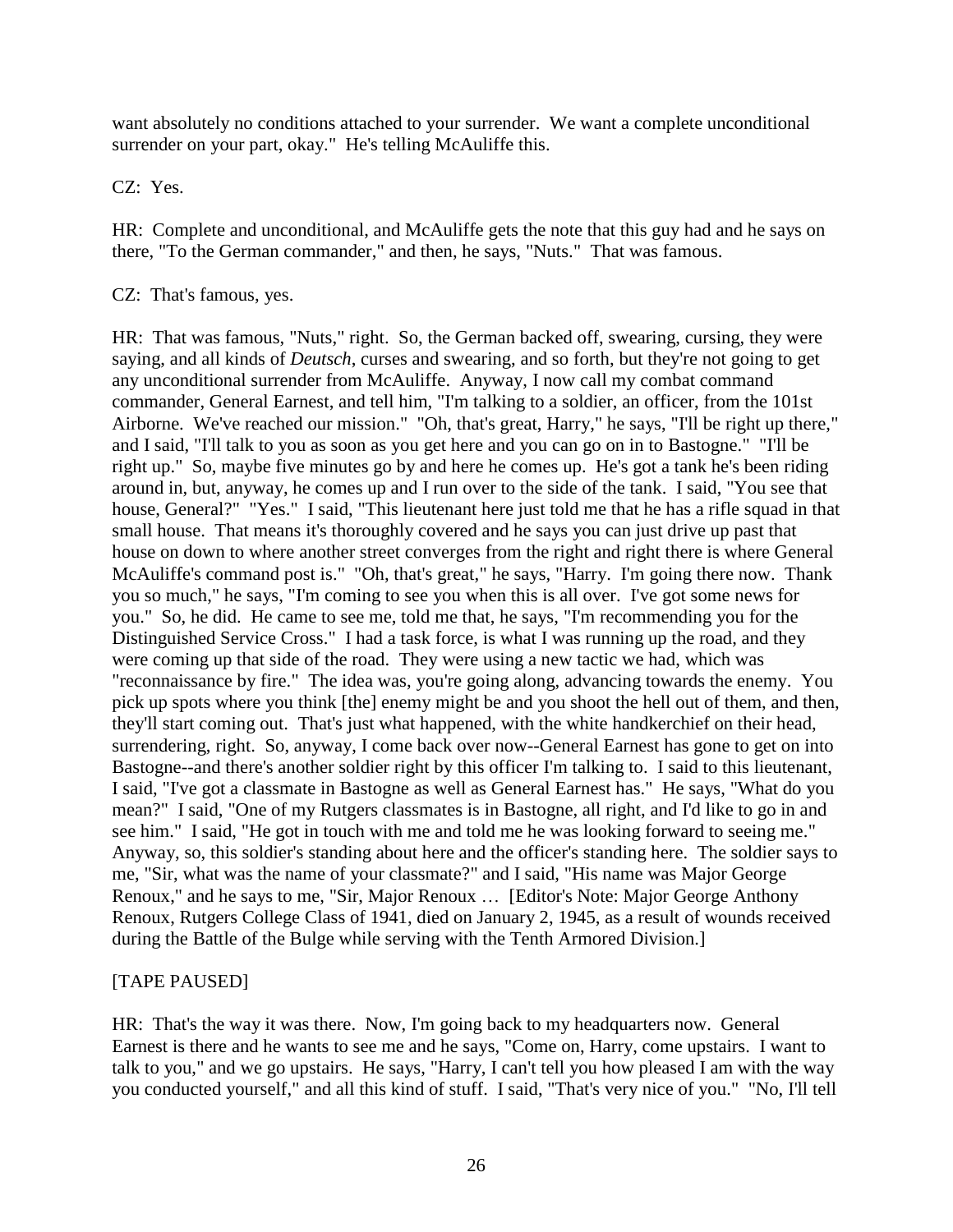want absolutely no conditions attached to your surrender. We want a complete unconditional surrender on your part, okay." He's telling McAuliffe this.

CZ: Yes.

HR: Complete and unconditional, and McAuliffe gets the note that this guy had and he says on there, "To the German commander," and then, he says, "Nuts." That was famous.

CZ: That's famous, yes.

HR: That was famous, "Nuts," right. So, the German backed off, swearing, cursing, they were saying, and all kinds of *Deutsch*, curses and swearing, and so forth, but they're not going to get any unconditional surrender from McAuliffe. Anyway, I now call my combat command commander, General Earnest, and tell him, "I'm talking to a soldier, an officer, from the 101st Airborne. We've reached our mission." "Oh, that's great, Harry," he says, "I'll be right up there," and I said, "I'll talk to you as soon as you get here and you can go on in to Bastogne." "I'll be right up." So, maybe five minutes go by and here he comes up. He's got a tank he's been riding around in, but, anyway, he comes up and I run over to the side of the tank. I said, "You see that house, General?" "Yes." I said, "This lieutenant here just told me that he has a rifle squad in that small house. That means it's thoroughly covered and he says you can just drive up past that house on down to where another street converges from the right and right there is where General McAuliffe's command post is." "Oh, that's great," he says, "Harry. I'm going there now. Thank you so much," he says, "I'm coming to see you when this is all over. I've got some news for you." So, he did. He came to see me, told me that, he says, "I'm recommending you for the Distinguished Service Cross." I had a task force, is what I was running up the road, and they were coming up that side of the road. They were using a new tactic we had, which was "reconnaissance by fire." The idea was, you're going along, advancing towards the enemy. You pick up spots where you think [the] enemy might be and you shoot the hell out of them, and then, they'll start coming out. That's just what happened, with the white handkerchief on their head, surrendering, right. So, anyway, I come back over now--General Earnest has gone to get on into Bastogne--and there's another soldier right by this officer I'm talking to. I said to this lieutenant, I said, "I've got a classmate in Bastogne as well as General Earnest has." He says, "What do you mean?" I said, "One of my Rutgers classmates is in Bastogne, all right, and I'd like to go in and see him." I said, "He got in touch with me and told me he was looking forward to seeing me." Anyway, so, this soldier's standing about here and the officer's standing here. The soldier says to me, "Sir, what was the name of your classmate?" and I said, "His name was Major George Renoux," and he says to me, "Sir, Major Renoux … [Editor's Note: Major George Anthony Renoux, Rutgers College Class of 1941, died on January 2, 1945, as a result of wounds received during the Battle of the Bulge while serving with the Tenth Armored Division.]

[TAPE PAUSED]

HR: That's the way it was there. Now, I'm going back to my headquarters now. General Earnest is there and he wants to see me and he says, "Come on, Harry, come upstairs. I want to talk to you," and we go upstairs. He says, "Harry, I can't tell you how pleased I am with the way you conducted yourself," and all this kind of stuff. I said, "That's very nice of you." "No, I'll tell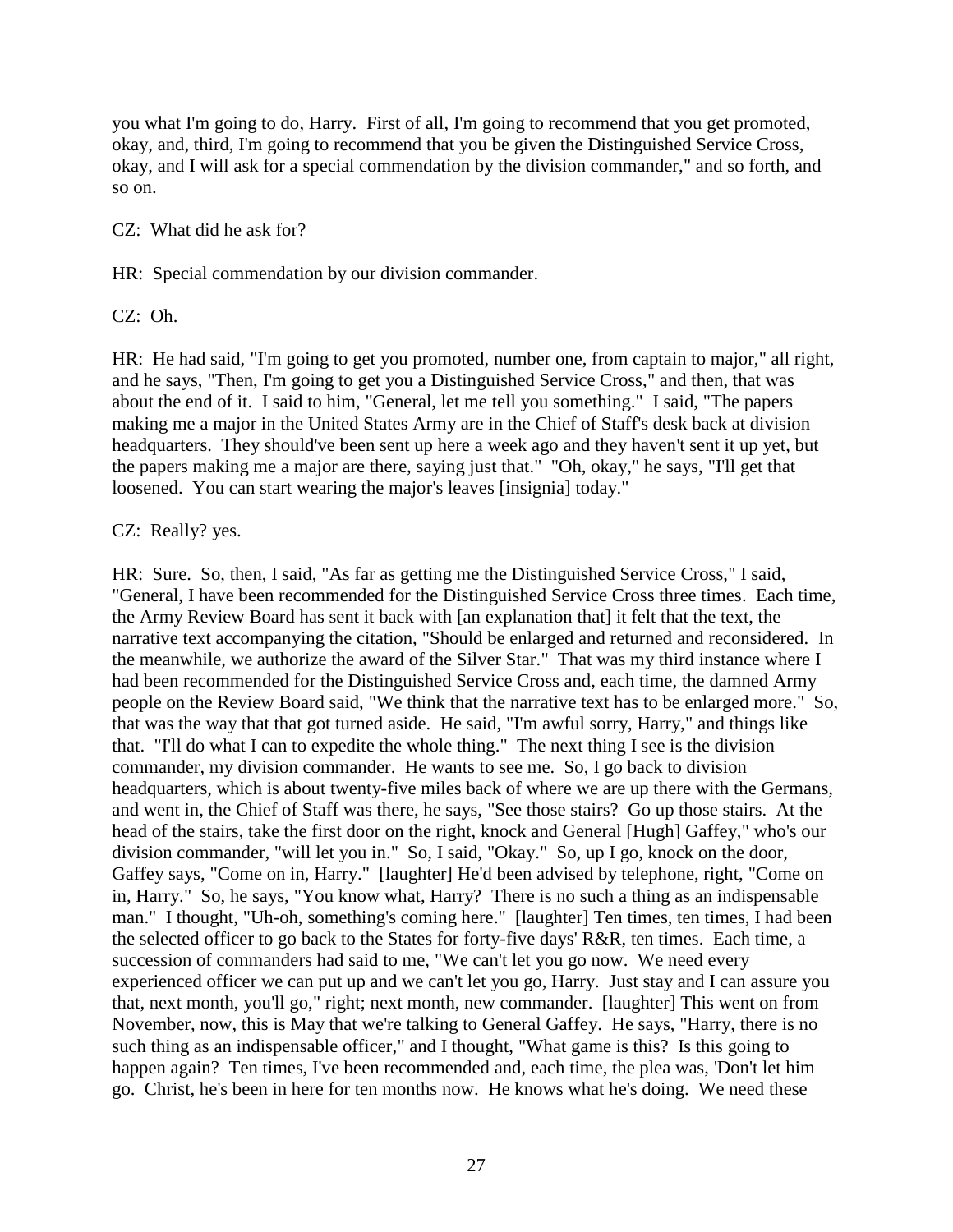you what I'm going to do, Harry. First of all, I'm going to recommend that you get promoted, okay, and, third, I'm going to recommend that you be given the Distinguished Service Cross, okay, and I will ask for a special commendation by the division commander," and so forth, and so on.

CZ: What did he ask for?

HR: Special commendation by our division commander.

CZ: Oh.

HR: He had said, "I'm going to get you promoted, number one, from captain to major," all right, and he says, "Then, I'm going to get you a Distinguished Service Cross," and then, that was about the end of it. I said to him, "General, let me tell you something." I said, "The papers making me a major in the United States Army are in the Chief of Staff's desk back at division headquarters. They should've been sent up here a week ago and they haven't sent it up yet, but the papers making me a major are there, saying just that." "Oh, okay," he says, "I'll get that loosened. You can start wearing the major's leaves [insignia] today."

CZ: Really? yes.

HR: Sure. So, then, I said, "As far as getting me the Distinguished Service Cross," I said, "General, I have been recommended for the Distinguished Service Cross three times. Each time, the Army Review Board has sent it back with [an explanation that] it felt that the text, the narrative text accompanying the citation, "Should be enlarged and returned and reconsidered. In the meanwhile, we authorize the award of the Silver Star." That was my third instance where I had been recommended for the Distinguished Service Cross and, each time, the damned Army people on the Review Board said, "We think that the narrative text has to be enlarged more." So, that was the way that that got turned aside. He said, "I'm awful sorry, Harry," and things like that. "I'll do what I can to expedite the whole thing." The next thing I see is the division commander, my division commander. He wants to see me. So, I go back to division headquarters, which is about twenty-five miles back of where we are up there with the Germans, and went in, the Chief of Staff was there, he says, "See those stairs? Go up those stairs. At the head of the stairs, take the first door on the right, knock and General [Hugh] Gaffey," who's our division commander, "will let you in." So, I said, "Okay." So, up I go, knock on the door, Gaffey says, "Come on in, Harry." [laughter] He'd been advised by telephone, right, "Come on in, Harry." So, he says, "You know what, Harry? There is no such a thing as an indispensable man." I thought, "Uh-oh, something's coming here." [laughter] Ten times, ten times, I had been the selected officer to go back to the States for forty-five days' R&R, ten times. Each time, a succession of commanders had said to me, "We can't let you go now. We need every experienced officer we can put up and we can't let you go, Harry. Just stay and I can assure you that, next month, you'll go," right; next month, new commander. [laughter] This went on from November, now, this is May that we're talking to General Gaffey. He says, "Harry, there is no such thing as an indispensable officer," and I thought, "What game is this? Is this going to happen again? Ten times, I've been recommended and, each time, the plea was, 'Don't let him go. Christ, he's been in here for ten months now. He knows what he's doing. We need these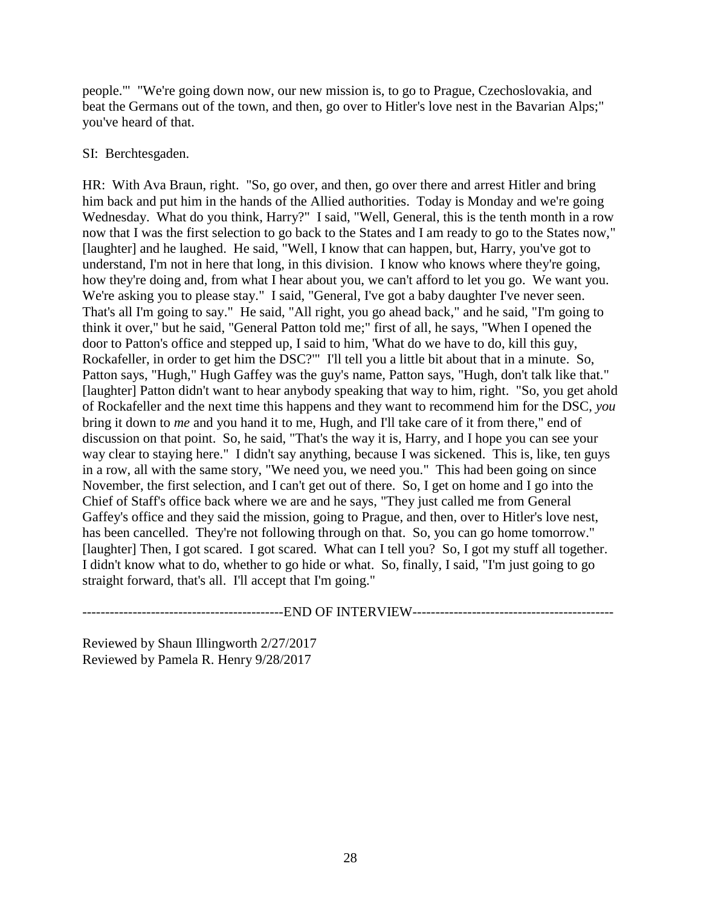people.'" "We're going down now, our new mission is, to go to Prague, Czechoslovakia, and beat the Germans out of the town, and then, go over to Hitler's love nest in the Bavarian Alps;" you've heard of that.

SI: Berchtesgaden.

HR: With Ava Braun, right. "So, go over, and then, go over there and arrest Hitler and bring him back and put him in the hands of the Allied authorities. Today is Monday and we're going Wednesday. What do you think, Harry?" I said, "Well, General, this is the tenth month in a row now that I was the first selection to go back to the States and I am ready to go to the States now," [laughter] and he laughed. He said, "Well, I know that can happen, but, Harry, you've got to understand, I'm not in here that long, in this division. I know who knows where they're going, how they're doing and, from what I hear about you, we can't afford to let you go. We want you. We're asking you to please stay." I said, "General, I've got a baby daughter I've never seen. That's all I'm going to say." He said, "All right, you go ahead back," and he said, "I'm going to think it over," but he said, "General Patton told me;" first of all, he says, "When I opened the door to Patton's office and stepped up, I said to him, 'What do we have to do, kill this guy, Rockafeller, in order to get him the DSC?'" I'll tell you a little bit about that in a minute. So, Patton says, "Hugh," Hugh Gaffey was the guy's name, Patton says, "Hugh, don't talk like that." [laughter] Patton didn't want to hear anybody speaking that way to him, right. "So, you get ahold of Rockafeller and the next time this happens and they want to recommend him for the DSC, *you* bring it down to *me* and you hand it to me, Hugh, and I'll take care of it from there," end of discussion on that point. So, he said, "That's the way it is, Harry, and I hope you can see your way clear to staying here." I didn't say anything, because I was sickened. This is, like, ten guys in a row, all with the same story, "We need you, we need you." This had been going on since November, the first selection, and I can't get out of there. So, I get on home and I go into the Chief of Staff's office back where we are and he says, "They just called me from General Gaffey's office and they said the mission, going to Prague, and then, over to Hitler's love nest, has been cancelled. They're not following through on that. So, you can go home tomorrow." [laughter] Then, I got scared. I got scared. What can I tell you? So, I got my stuff all together. I didn't know what to do, whether to go hide or what. So, finally, I said, "I'm just going to go straight forward, that's all. I'll accept that I'm going."

-------------------------------------------END OF INTERVIEW-------------------------------------------

Reviewed by Shaun Illingworth 2/27/2017
Reviewed by Pamela R. Henry 9/28/2017